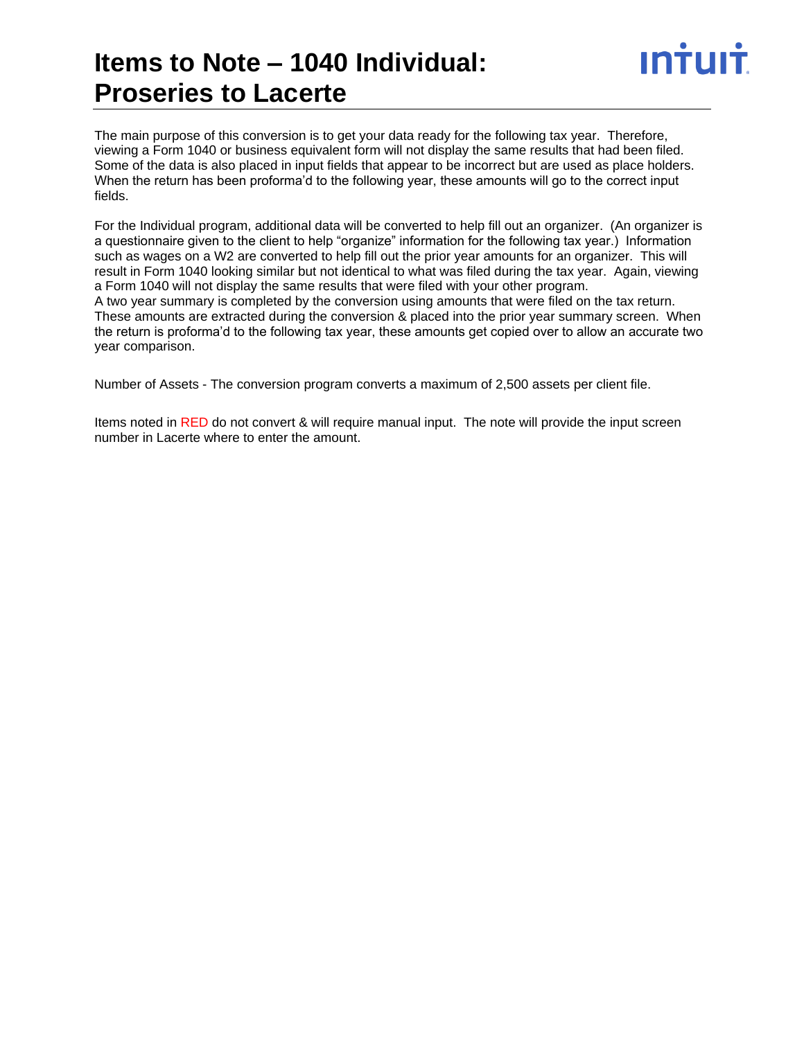# Items to Note – 1040 Individual: Proseries to Lacerte

The main purpose of this conversion is to get your data ready for the following tax year. Therefore, viewing a Form 1040 or business equivalent form will not display the same results that had been filed. Some of the data is also placed in input fields that appear to be incorrect but are used as place holders. When the return has been proforma'd to the following year, these amounts will go to the correct input fields.

For the Individual program, additional data will be converted to help fill out an organizer. (An organizer is a questionnaire given to the client to help "organize" information for the following tax year.) Information such as wages on a W2 are converted to help fill out the prior year amounts for an organizer. This will result in Form 1040 looking similar but not identical to what was filed during the tax year. Again, viewing a Form 1040 will not display the same results that were filed with your other program.
A two year summary is completed by the conversion using amounts that were filed on the tax return. These amounts are extracted during the conversion & placed into the prior year summary screen. When the return is proforma'd to the following tax year, these amounts get copied over to allow an accurate two year comparison.

Number of Assets - The conversion program converts a maximum of 2,500 assets per client file.

Items noted in RED do not convert & will require manual input. The note will provide the input screen number in Lacerte where to enter the amount.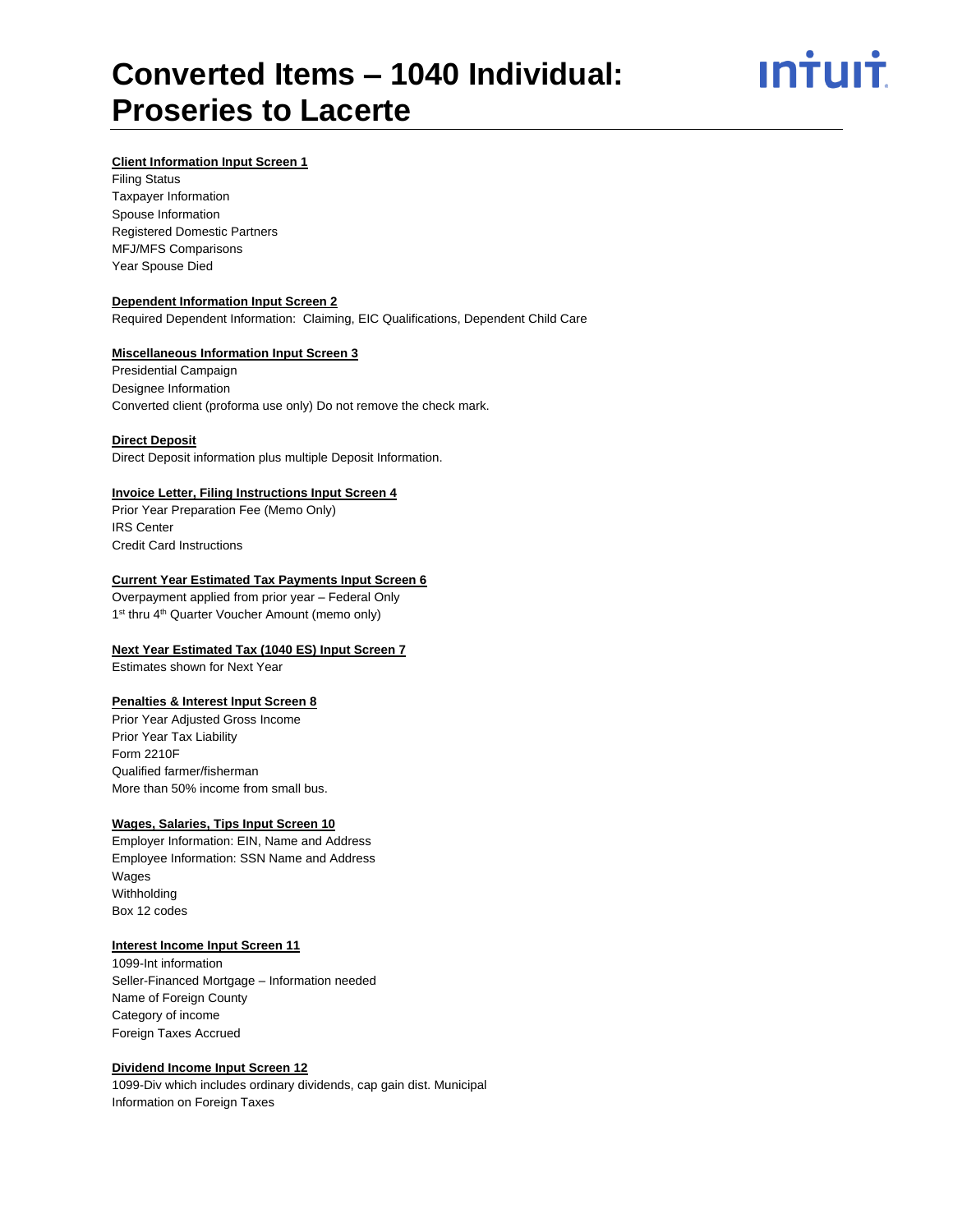# Converted Items – 1040 Individual: Proseries to Lacerte

**Client Information Input Screen 1**

Filing Status
Taxpayer Information
Spouse Information
Registered Domestic Partners
MFJ/MFS Comparisons
Year Spouse Died

**Dependent Information Input Screen 2**

Required Dependent Information: Claiming, EIC Qualifications, Dependent Child Care

**Miscellaneous Information Input Screen 3**

Presidential Campaign
Designee Information
Converted client (proforma use only) Do not remove the check mark.

**Direct Deposit**

Direct Deposit information plus multiple Deposit Information.

**Invoice Letter, Filing Instructions Input Screen 4**

Prior Year Preparation Fee (Memo Only)
IRS Center
Credit Card Instructions

**Current Year Estimated Tax Payments Input Screen 6**

Overpayment applied from prior year – Federal Only
1st thru 4th Quarter Voucher Amount (memo only)

**Next Year Estimated Tax (1040 ES) Input Screen 7**

Estimates shown for Next Year

**Penalties & Interest Input Screen 8**

Prior Year Adjusted Gross Income
Prior Year Tax Liability
Form 2210F
Qualified farmer/fisherman
More than 50% income from small bus.

**Wages, Salaries, Tips Input Screen 10**

Employer Information: EIN, Name and Address
Employee Information: SSN Name and Address
Wages
Withholding
Box 12 codes

**Interest Income Input Screen 11**

1099-Int information
Seller-Financed Mortgage – Information needed
Name of Foreign County
Category of income
Foreign Taxes Accrued

**Dividend Income Input Screen 12**

1099-Div which includes ordinary dividends, cap gain dist. Municipal
Information on Foreign Taxes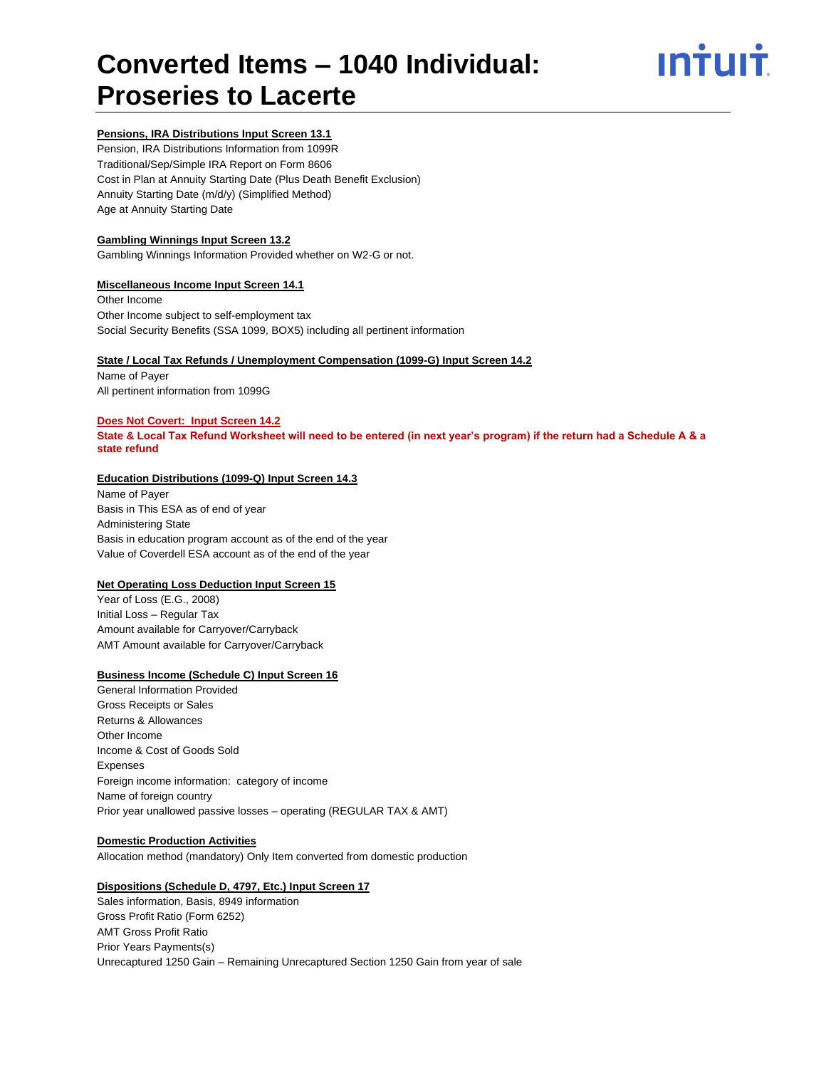# Converted Items – 1040 Individual: Proseries to Lacerte

**Pensions, IRA Distributions Input Screen 13.1**

Pension, IRA Distributions Information from 1099R
Traditional/Sep/Simple IRA Report on Form 8606
Cost in Plan at Annuity Starting Date (Plus Death Benefit Exclusion)
Annuity Starting Date (m/d/y) (Simplified Method)
Age at Annuity Starting Date

**Gambling Winnings Input Screen 13.2**

Gambling Winnings Information Provided whether on W2-G or not.

**Miscellaneous Income Input Screen 14.1**

Other Income
Other Income subject to self-employment tax
Social Security Benefits (SSA 1099, BOX5) including all pertinent information

**State / Local Tax Refunds / Unemployment Compensation (1099-G) Input Screen 14.2**

Name of Payer
All pertinent information from 1099G

**Does Not Covert: Input Screen 14.2**

**State & Local Tax Refund Worksheet will need to be entered (in next year's program) if the return had a Schedule A & a state refund**

**Education Distributions (1099-Q) Input Screen 14.3**

Name of Payer
Basis in This ESA as of end of year
Administering State
Basis in education program account as of the end of the year
Value of Coverdell ESA account as of the end of the year

**Net Operating Loss Deduction Input Screen 15**

Year of Loss (E.G., 2008)
Initial Loss – Regular Tax
Amount available for Carryover/Carryback
AMT Amount available for Carryover/Carryback

**Business Income (Schedule C) Input Screen 16**

General Information Provided
Gross Receipts or Sales
Returns & Allowances
Other Income
Income & Cost of Goods Sold
Expenses
Foreign income information: category of income
Name of foreign country
Prior year unallowed passive losses – operating (REGULAR TAX & AMT)

**Domestic Production Activities**

Allocation method (mandatory) Only Item converted from domestic production

**Dispositions (Schedule D, 4797, Etc.) Input Screen 17**

Sales information, Basis, 8949 information
Gross Profit Ratio (Form 6252)
AMT Gross Profit Ratio
Prior Years Payments(s)
Unrecaptured 1250 Gain – Remaining Unrecaptured Section 1250 Gain from year of sale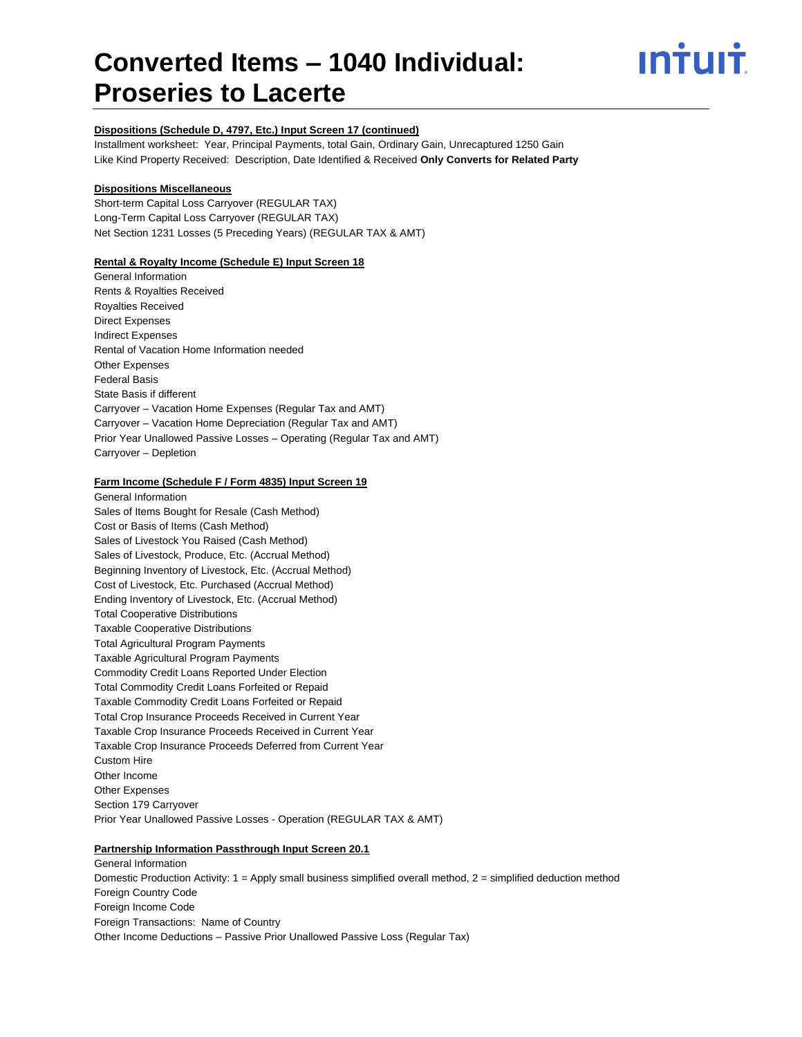# Converted Items – 1040 Individual: Proseries to Lacerte

**Dispositions (Schedule D, 4797, Etc.) Input Screen 17 (continued)**

Installment worksheet: Year, Principal Payments, total Gain, Ordinary Gain, Unrecaptured 1250 Gain
Like Kind Property Received: Description, Date Identified & Received **Only Converts for Related Party**

**Dispositions Miscellaneous**

Short-term Capital Loss Carryover (REGULAR TAX)
Long-Term Capital Loss Carryover (REGULAR TAX)
Net Section 1231 Losses (5 Preceding Years) (REGULAR TAX & AMT)

**Rental & Royalty Income (Schedule E) Input Screen 18**

General Information
Rents & Royalties Received
Royalties Received
Direct Expenses
Indirect Expenses
Rental of Vacation Home Information needed
Other Expenses
Federal Basis
State Basis if different
Carryover – Vacation Home Expenses (Regular Tax and AMT)
Carryover – Vacation Home Depreciation (Regular Tax and AMT)
Prior Year Unallowed Passive Losses – Operating (Regular Tax and AMT)
Carryover – Depletion

**Farm Income (Schedule F / Form 4835) Input Screen 19**

General Information
Sales of Items Bought for Resale (Cash Method)
Cost or Basis of Items (Cash Method)
Sales of Livestock You Raised (Cash Method)
Sales of Livestock, Produce, Etc. (Accrual Method)
Beginning Inventory of Livestock, Etc. (Accrual Method)
Cost of Livestock, Etc. Purchased (Accrual Method)
Ending Inventory of Livestock, Etc. (Accrual Method)
Total Cooperative Distributions
Taxable Cooperative Distributions
Total Agricultural Program Payments
Taxable Agricultural Program Payments
Commodity Credit Loans Reported Under Election
Total Commodity Credit Loans Forfeited or Repaid
Taxable Commodity Credit Loans Forfeited or Repaid
Total Crop Insurance Proceeds Received in Current Year
Taxable Crop Insurance Proceeds Received in Current Year
Taxable Crop Insurance Proceeds Deferred from Current Year
Custom Hire
Other Income
Other Expenses
Section 179 Carryover
Prior Year Unallowed Passive Losses - Operation (REGULAR TAX & AMT)

**Partnership Information Passthrough Input Screen 20.1**

General Information
Domestic Production Activity: 1 = Apply small business simplified overall method, 2 = simplified deduction method
Foreign Country Code
Foreign Income Code
Foreign Transactions: Name of Country
Other Income Deductions – Passive Prior Unallowed Passive Loss (Regular Tax)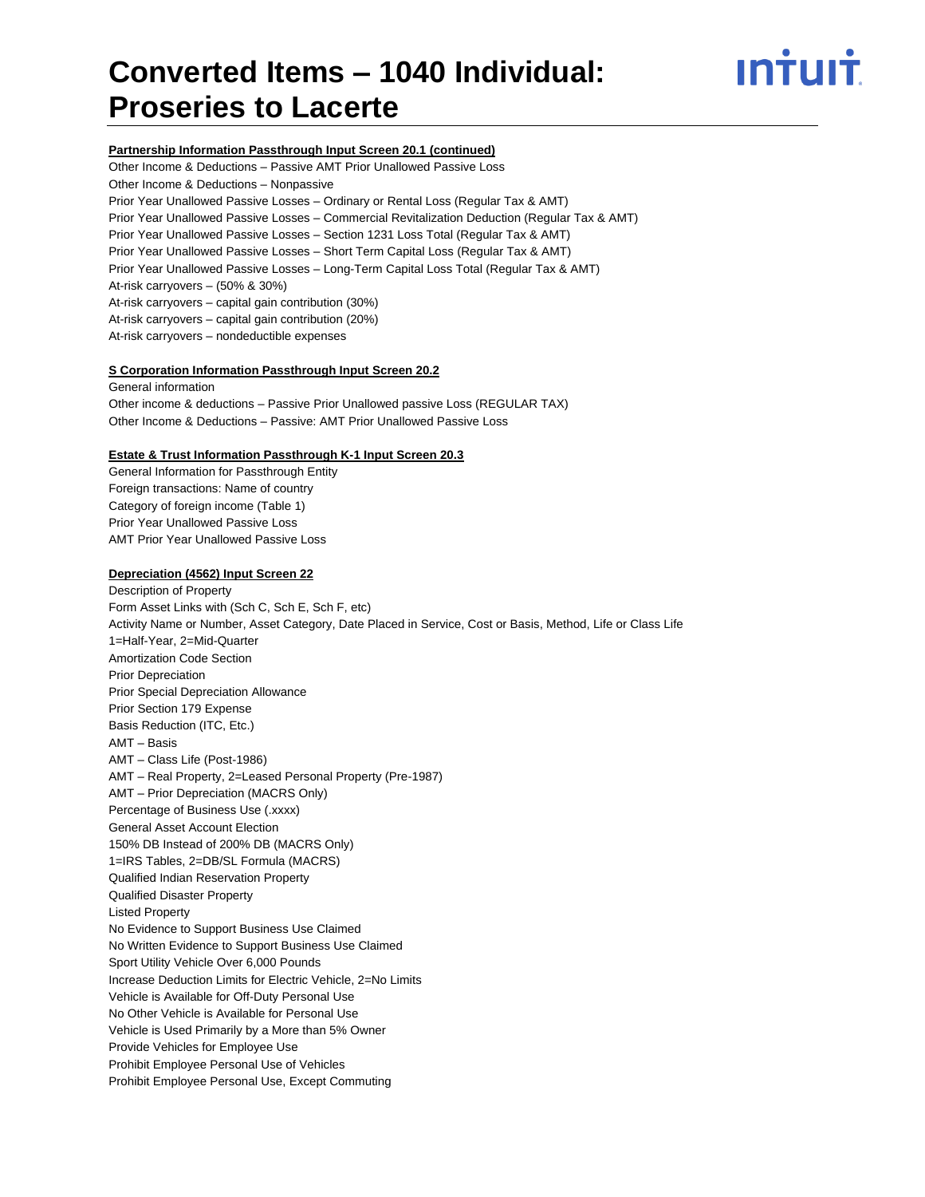# Converted Items – 1040 Individual: Proseries to Lacerte

**Partnership Information Passthrough Input Screen 20.1 (continued)**

Other Income & Deductions – Passive AMT Prior Unallowed Passive Loss
Other Income & Deductions – Nonpassive
Prior Year Unallowed Passive Losses – Ordinary or Rental Loss (Regular Tax & AMT)
Prior Year Unallowed Passive Losses – Commercial Revitalization Deduction (Regular Tax & AMT)
Prior Year Unallowed Passive Losses – Section 1231 Loss Total (Regular Tax & AMT)
Prior Year Unallowed Passive Losses – Short Term Capital Loss (Regular Tax & AMT)
Prior Year Unallowed Passive Losses – Long-Term Capital Loss Total (Regular Tax & AMT)
At-risk carryovers – (50% & 30%)
At-risk carryovers – capital gain contribution (30%)
At-risk carryovers – capital gain contribution (20%)
At-risk carryovers – nondeductible expenses

**S Corporation Information Passthrough Input Screen 20.2**

General information
Other income & deductions – Passive Prior Unallowed passive Loss (REGULAR TAX)
Other Income & Deductions – Passive: AMT Prior Unallowed Passive Loss

**Estate & Trust Information Passthrough K-1 Input Screen 20.3**

General Information for Passthrough Entity
Foreign transactions: Name of country
Category of foreign income (Table 1)
Prior Year Unallowed Passive Loss
AMT Prior Year Unallowed Passive Loss

**Depreciation (4562) Input Screen 22**

Description of Property
Form Asset Links with (Sch C, Sch E, Sch F, etc)
Activity Name or Number, Asset Category, Date Placed in Service, Cost or Basis, Method, Life or Class Life
1=Half-Year, 2=Mid-Quarter
Amortization Code Section
Prior Depreciation
Prior Special Depreciation Allowance
Prior Section 179 Expense
Basis Reduction (ITC, Etc.)
AMT – Basis
AMT – Class Life (Post-1986)
AMT – Real Property, 2=Leased Personal Property (Pre-1987)
AMT – Prior Depreciation (MACRS Only)
Percentage of Business Use (.xxxx)
General Asset Account Election
150% DB Instead of 200% DB (MACRS Only)
1=IRS Tables, 2=DB/SL Formula (MACRS)
Qualified Indian Reservation Property
Qualified Disaster Property
Listed Property
No Evidence to Support Business Use Claimed
No Written Evidence to Support Business Use Claimed
Sport Utility Vehicle Over 6,000 Pounds
Increase Deduction Limits for Electric Vehicle, 2=No Limits
Vehicle is Available for Off-Duty Personal Use
No Other Vehicle is Available for Personal Use
Vehicle is Used Primarily by a More than 5% Owner
Provide Vehicles for Employee Use
Prohibit Employee Personal Use of Vehicles
Prohibit Employee Personal Use, Except Commuting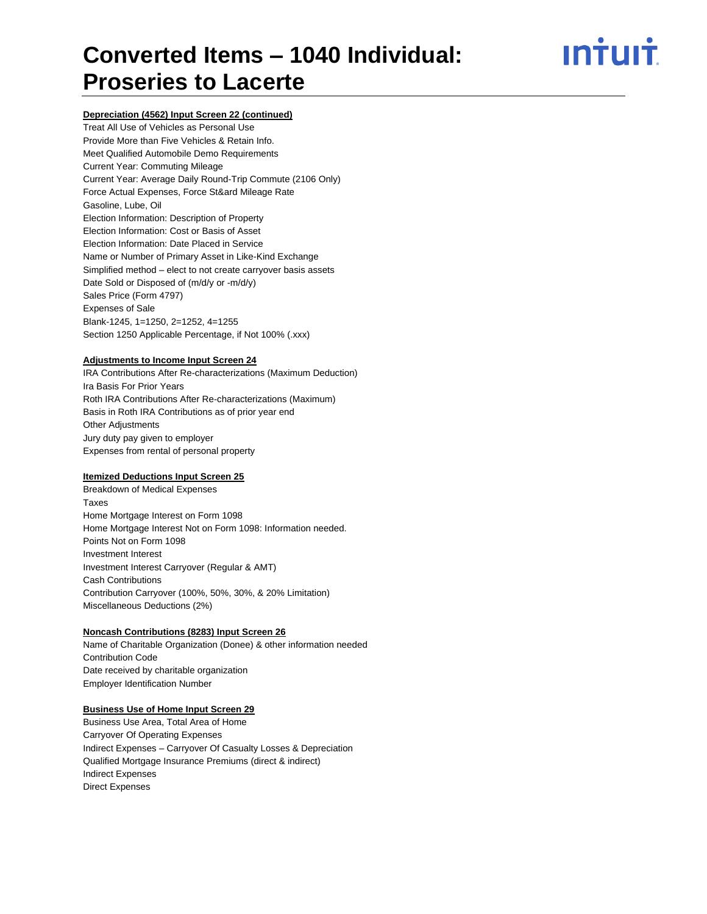# Converted Items – 1040 Individual: Proseries to Lacerte

**Depreciation (4562) Input Screen 22 (continued)**

Treat All Use of Vehicles as Personal Use
Provide More than Five Vehicles & Retain Info.
Meet Qualified Automobile Demo Requirements
Current Year: Commuting Mileage
Current Year: Average Daily Round-Trip Commute (2106 Only)
Force Actual Expenses, Force St&ard Mileage Rate
Gasoline, Lube, Oil
Election Information: Description of Property
Election Information: Cost or Basis of Asset
Election Information: Date Placed in Service
Name or Number of Primary Asset in Like-Kind Exchange
Simplified method – elect to not create carryover basis assets
Date Sold or Disposed of (m/d/y or -m/d/y)
Sales Price (Form 4797)
Expenses of Sale
Blank-1245, 1=1250, 2=1252, 4=1255
Section 1250 Applicable Percentage, if Not 100% (.xxx)

**Adjustments to Income Input Screen 24**

IRA Contributions After Re-characterizations (Maximum Deduction)
Ira Basis For Prior Years
Roth IRA Contributions After Re-characterizations (Maximum)
Basis in Roth IRA Contributions as of prior year end
Other Adjustments
Jury duty pay given to employer
Expenses from rental of personal property

**Itemized Deductions Input Screen 25**

Breakdown of Medical Expenses
Taxes
Home Mortgage Interest on Form 1098
Home Mortgage Interest Not on Form 1098: Information needed.
Points Not on Form 1098
Investment Interest
Investment Interest Carryover (Regular & AMT)
Cash Contributions
Contribution Carryover (100%, 50%, 30%, & 20% Limitation)
Miscellaneous Deductions (2%)

**Noncash Contributions (8283) Input Screen 26**

Name of Charitable Organization (Donee) & other information needed
Contribution Code
Date received by charitable organization
Employer Identification Number

**Business Use of Home Input Screen 29**

Business Use Area, Total Area of Home
Carryover Of Operating Expenses
Indirect Expenses – Carryover Of Casualty Losses & Depreciation
Qualified Mortgage Insurance Premiums (direct & indirect)
Indirect Expenses
Direct Expenses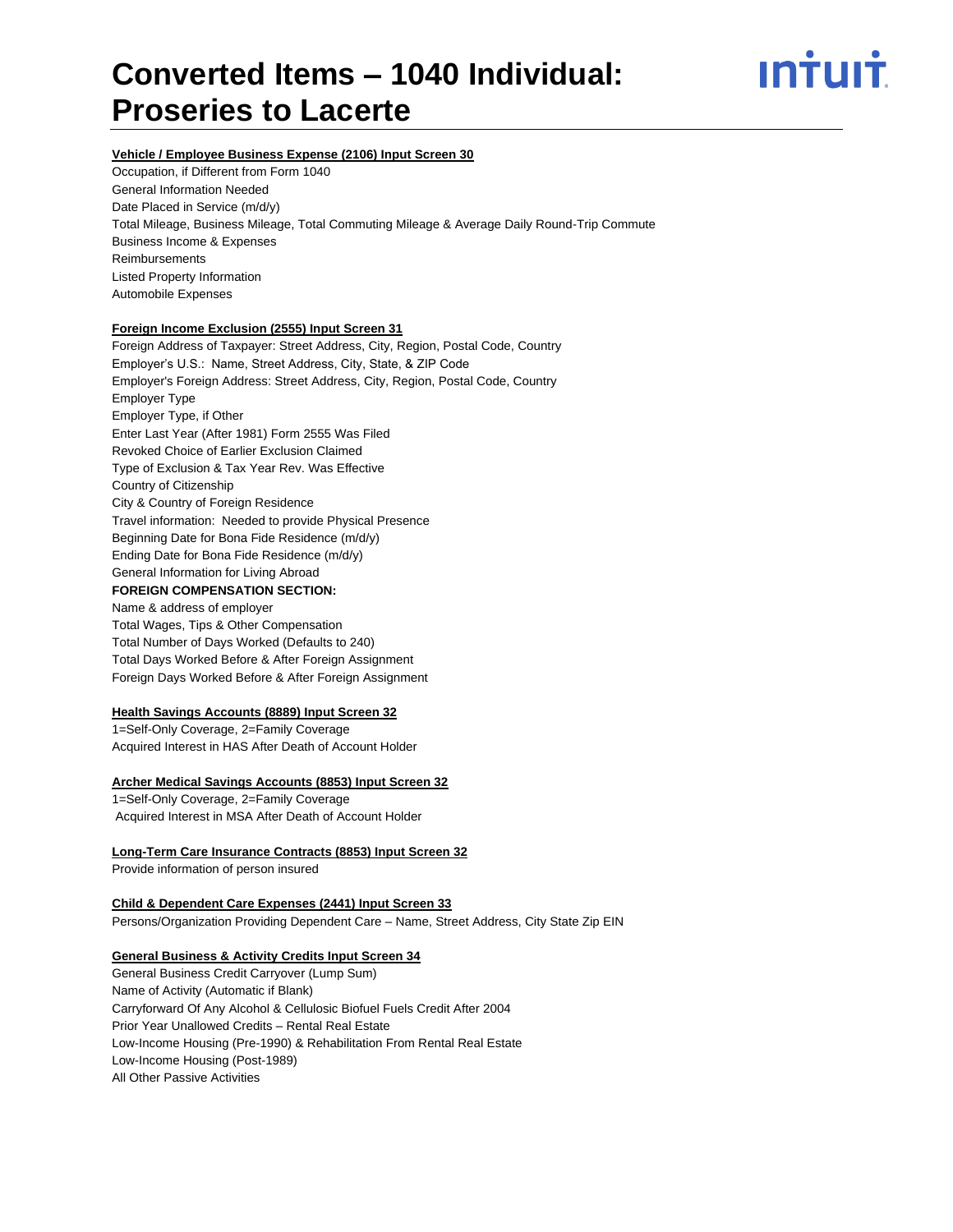# Converted Items – 1040 Individual: Proseries to Lacerte

**Vehicle / Employee Business Expense (2106) Input Screen 30**

Occupation, if Different from Form 1040
General Information Needed
Date Placed in Service (m/d/y)
Total Mileage, Business Mileage, Total Commuting Mileage & Average Daily Round-Trip Commute
Business Income & Expenses
Reimbursements
Listed Property Information
Automobile Expenses

**Foreign Income Exclusion (2555) Input Screen 31**

Foreign Address of Taxpayer: Street Address, City, Region, Postal Code, Country
Employer's U.S.: Name, Street Address, City, State, & ZIP Code
Employer's Foreign Address: Street Address, City, Region, Postal Code, Country
Employer Type
Employer Type, if Other
Enter Last Year (After 1981) Form 2555 Was Filed
Revoked Choice of Earlier Exclusion Claimed
Type of Exclusion & Tax Year Rev. Was Effective
Country of Citizenship
City & Country of Foreign Residence
Travel information: Needed to provide Physical Presence
Beginning Date for Bona Fide Residence (m/d/y)
Ending Date for Bona Fide Residence (m/d/y)
General Information for Living Abroad

**FOREIGN COMPENSATION SECTION:**

Name & address of employer
Total Wages, Tips & Other Compensation
Total Number of Days Worked (Defaults to 240)
Total Days Worked Before & After Foreign Assignment
Foreign Days Worked Before & After Foreign Assignment

**Health Savings Accounts (8889) Input Screen 32**

1=Self-Only Coverage, 2=Family Coverage
Acquired Interest in HAS After Death of Account Holder

**Archer Medical Savings Accounts (8853) Input Screen 32**

1=Self-Only Coverage, 2=Family Coverage
Acquired Interest in MSA After Death of Account Holder

**Long-Term Care Insurance Contracts (8853) Input Screen 32**

Provide information of person insured

**Child & Dependent Care Expenses (2441) Input Screen 33**

Persons/Organization Providing Dependent Care – Name, Street Address, City State Zip EIN

**General Business & Activity Credits Input Screen 34**

General Business Credit Carryover (Lump Sum)
Name of Activity (Automatic if Blank)
Carryforward Of Any Alcohol & Cellulosic Biofuel Fuels Credit After 2004
Prior Year Unallowed Credits – Rental Real Estate
Low-Income Housing (Pre-1990) & Rehabilitation From Rental Real Estate
Low-Income Housing (Post-1989)
All Other Passive Activities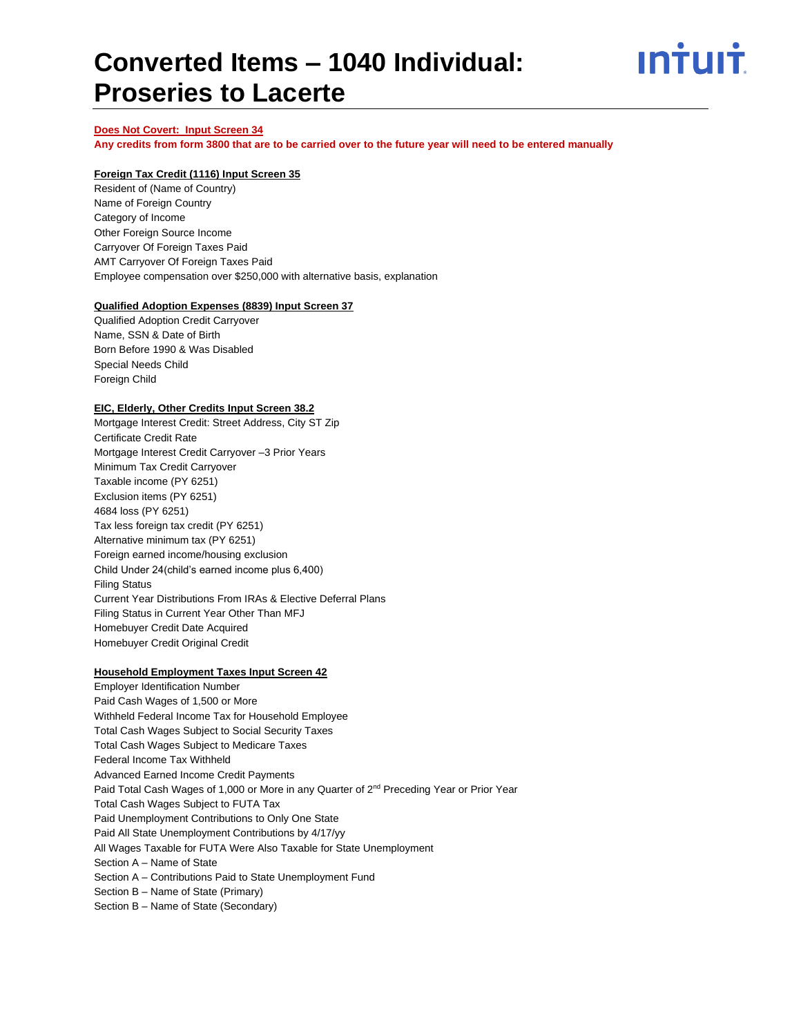# Converted Items – 1040 Individual: Proseries to Lacerte

**Does Not Covert: Input Screen 34**

**Any credits from form 3800 that are to be carried over to the future year will need to be entered manually**

**Foreign Tax Credit (1116) Input Screen 35**

Resident of (Name of Country)
Name of Foreign Country
Category of Income
Other Foreign Source Income
Carryover Of Foreign Taxes Paid
AMT Carryover Of Foreign Taxes Paid
Employee compensation over $250,000 with alternative basis, explanation

**Qualified Adoption Expenses (8839) Input Screen 37**

Qualified Adoption Credit Carryover
Name, SSN & Date of Birth
Born Before 1990 & Was Disabled
Special Needs Child
Foreign Child

**EIC, Elderly, Other Credits Input Screen 38.2**

Mortgage Interest Credit: Street Address, City ST Zip
Certificate Credit Rate
Mortgage Interest Credit Carryover –3 Prior Years
Minimum Tax Credit Carryover
Taxable income (PY 6251)
Exclusion items (PY 6251)
4684 loss (PY 6251)
Tax less foreign tax credit (PY 6251)
Alternative minimum tax (PY 6251)
Foreign earned income/housing exclusion
Child Under 24(child's earned income plus 6,400)
Filing Status
Current Year Distributions From IRAs & Elective Deferral Plans
Filing Status in Current Year Other Than MFJ
Homebuyer Credit Date Acquired
Homebuyer Credit Original Credit

**Household Employment Taxes Input Screen 42**

Employer Identification Number
Paid Cash Wages of 1,500 or More
Withheld Federal Income Tax for Household Employee
Total Cash Wages Subject to Social Security Taxes
Total Cash Wages Subject to Medicare Taxes
Federal Income Tax Withheld
Advanced Earned Income Credit Payments
Paid Total Cash Wages of 1,000 or More in any Quarter of 2nd Preceding Year or Prior Year
Total Cash Wages Subject to FUTA Tax
Paid Unemployment Contributions to Only One State
Paid All State Unemployment Contributions by 4/17/yy
All Wages Taxable for FUTA Were Also Taxable for State Unemployment
Section A – Name of State
Section A – Contributions Paid to State Unemployment Fund
Section B – Name of State (Primary)
Section B – Name of State (Secondary)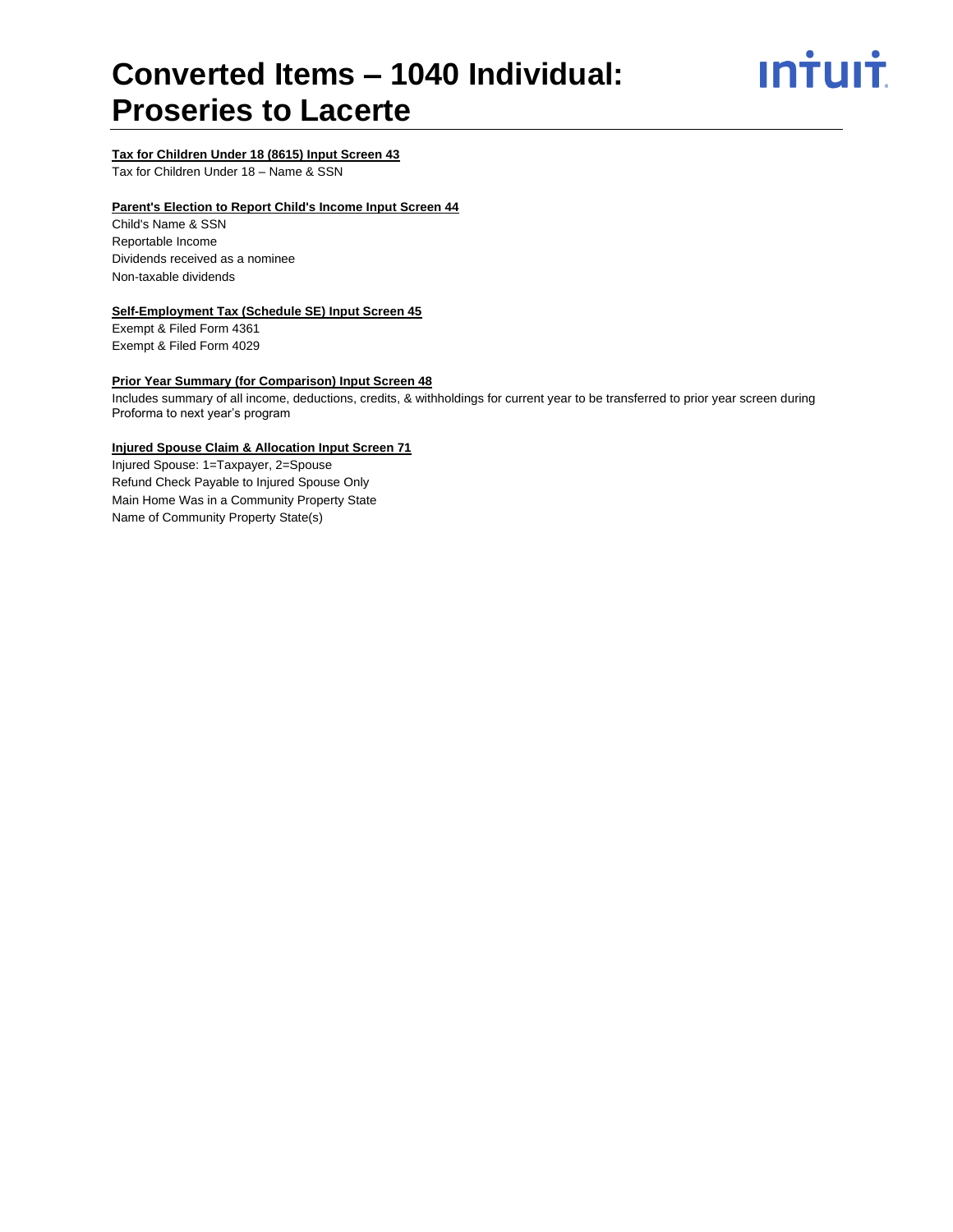# Converted Items – 1040 Individual: Proseries to Lacerte

**Tax for Children Under 18 (8615) Input Screen 43**

Tax for Children Under 18 – Name & SSN

**Parent's Election to Report Child's Income Input Screen 44**

Child's Name & SSN
Reportable Income
Dividends received as a nominee
Non-taxable dividends

**Self-Employment Tax (Schedule SE) Input Screen 45**

Exempt & Filed Form 4361
Exempt & Filed Form 4029

**Prior Year Summary (for Comparison) Input Screen 48**

Includes summary of all income, deductions, credits, & withholdings for current year to be transferred to prior year screen during Proforma to next year's program

**Injured Spouse Claim & Allocation Input Screen 71**

Injured Spouse: 1=Taxpayer, 2=Spouse
Refund Check Payable to Injured Spouse Only
Main Home Was in a Community Property State
Name of Community Property State(s)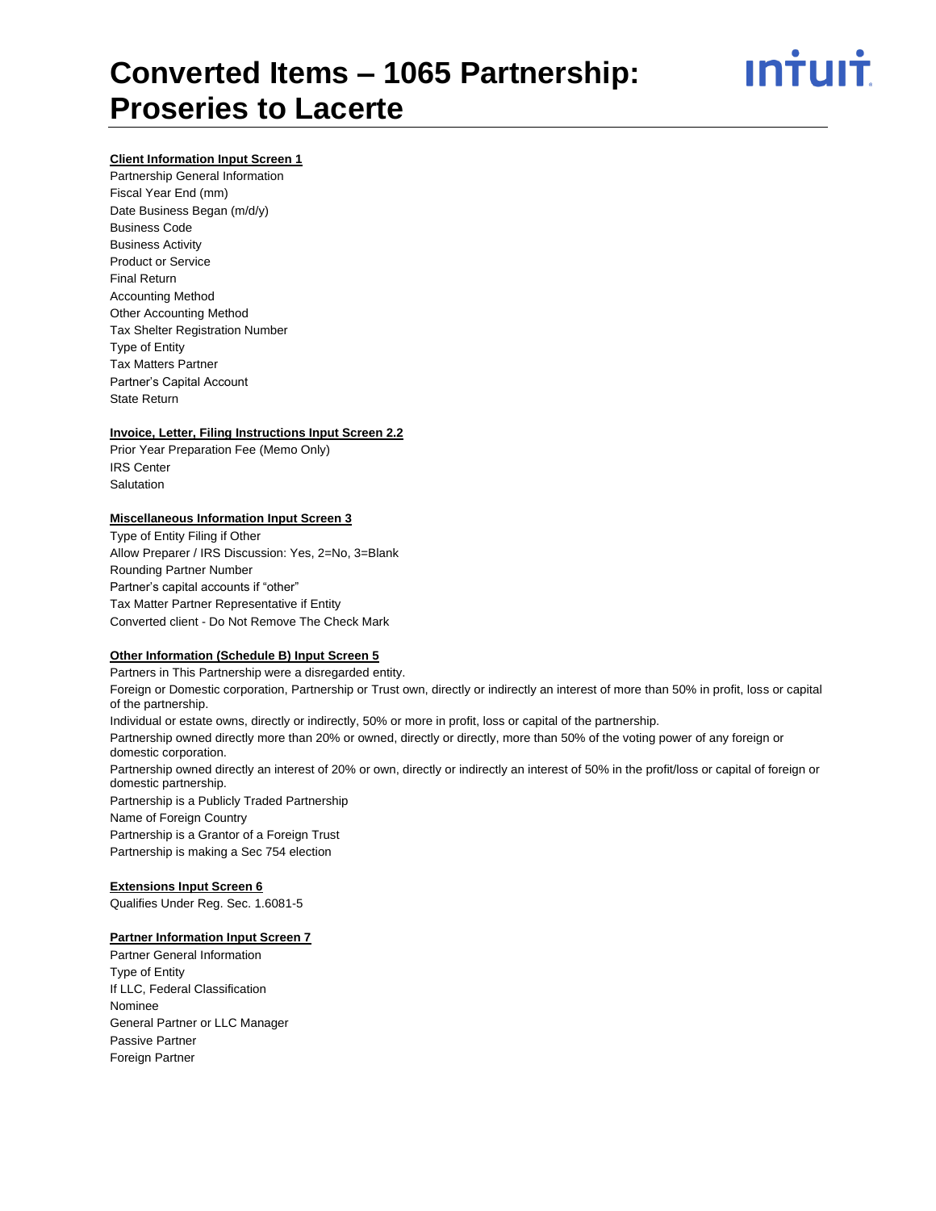# Converted Items – 1065 Partnership: Proseries to Lacerte

**Client Information Input Screen 1**

Partnership General Information
Fiscal Year End (mm)
Date Business Began (m/d/y)
Business Code
Business Activity
Product or Service
Final Return
Accounting Method
Other Accounting Method
Tax Shelter Registration Number
Type of Entity
Tax Matters Partner
Partner's Capital Account
State Return

**Invoice, Letter, Filing Instructions Input Screen 2.2**

Prior Year Preparation Fee (Memo Only)
IRS Center
Salutation

**Miscellaneous Information Input Screen 3**

Type of Entity Filing if Other
Allow Preparer / IRS Discussion: Yes, 2=No, 3=Blank
Rounding Partner Number
Partner's capital accounts if "other"
Tax Matter Partner Representative if Entity
Converted client - Do Not Remove The Check Mark

**Other Information (Schedule B) Input Screen 5**

Partners in This Partnership were a disregarded entity.
Foreign or Domestic corporation, Partnership or Trust own, directly or indirectly an interest of more than 50% in profit, loss or capital of the partnership.
Individual or estate owns, directly or indirectly, 50% or more in profit, loss or capital of the partnership.
Partnership owned directly more than 20% or owned, directly or directly, more than 50% of the voting power of any foreign or domestic corporation.
Partnership owned directly an interest of 20% or own, directly or indirectly an interest of 50% in the profit/loss or capital of foreign or domestic partnership.
Partnership is a Publicly Traded Partnership
Name of Foreign Country
Partnership is a Grantor of a Foreign Trust
Partnership is making a Sec 754 election

**Extensions Input Screen 6**

Qualifies Under Reg. Sec. 1.6081-5

**Partner Information Input Screen 7**

Partner General Information
Type of Entity
If LLC, Federal Classification
Nominee
General Partner or LLC Manager
Passive Partner
Foreign Partner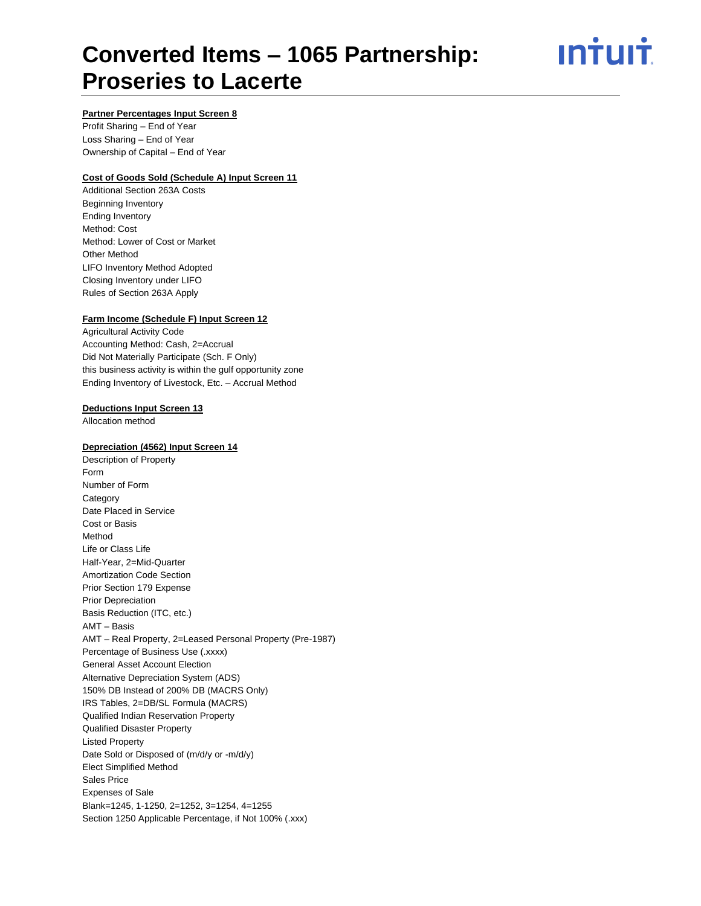# Converted Items – 1065 Partnership: Proseries to Lacerte

**Partner Percentages Input Screen 8**

Profit Sharing – End of Year
Loss Sharing – End of Year
Ownership of Capital – End of Year

**Cost of Goods Sold (Schedule A) Input Screen 11**

Additional Section 263A Costs
Beginning Inventory
Ending Inventory
Method: Cost
Method: Lower of Cost or Market
Other Method
LIFO Inventory Method Adopted
Closing Inventory under LIFO
Rules of Section 263A Apply

**Farm Income (Schedule F) Input Screen 12**

Agricultural Activity Code
Accounting Method: Cash, 2=Accrual
Did Not Materially Participate (Sch. F Only)
this business activity is within the gulf opportunity zone
Ending Inventory of Livestock, Etc. – Accrual Method

**Deductions Input Screen 13**

Allocation method

**Depreciation (4562) Input Screen 14**

Description of Property
Form
Number of Form
Category
Date Placed in Service
Cost or Basis
Method
Life or Class Life
Half-Year, 2=Mid-Quarter
Amortization Code Section
Prior Section 179 Expense
Prior Depreciation
Basis Reduction (ITC, etc.)
AMT – Basis
AMT – Real Property, 2=Leased Personal Property (Pre-1987)
Percentage of Business Use (.xxxx)
General Asset Account Election
Alternative Depreciation System (ADS)
150% DB Instead of 200% DB (MACRS Only)
IRS Tables, 2=DB/SL Formula (MACRS)
Qualified Indian Reservation Property
Qualified Disaster Property
Listed Property
Date Sold or Disposed of (m/d/y or -m/d/y)
Elect Simplified Method
Sales Price
Expenses of Sale
Blank=1245, 1-1250, 2=1252, 3=1254, 4=1255
Section 1250 Applicable Percentage, if Not 100% (.xxx)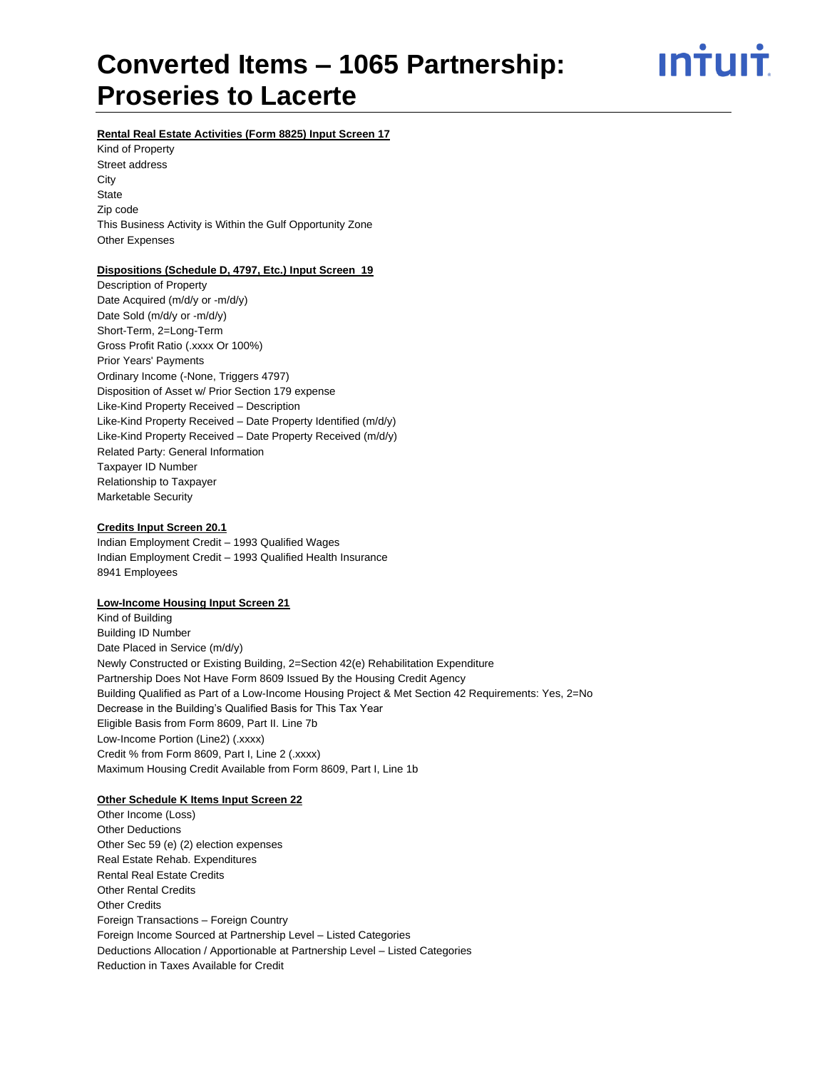# Converted Items – 1065 Partnership: Proseries to Lacerte

**Rental Real Estate Activities (Form 8825) Input Screen 17**

Kind of Property
Street address
City
State
Zip code
This Business Activity is Within the Gulf Opportunity Zone
Other Expenses

**Dispositions (Schedule D, 4797, Etc.) Input Screen 19**

Description of Property
Date Acquired (m/d/y or -m/d/y)
Date Sold (m/d/y or -m/d/y)
Short-Term, 2=Long-Term
Gross Profit Ratio (.xxxx Or 100%)
Prior Years' Payments
Ordinary Income (-None, Triggers 4797)
Disposition of Asset w/ Prior Section 179 expense
Like-Kind Property Received – Description
Like-Kind Property Received – Date Property Identified (m/d/y)
Like-Kind Property Received – Date Property Received (m/d/y)
Related Party: General Information
Taxpayer ID Number
Relationship to Taxpayer
Marketable Security

**Credits Input Screen 20.1**

Indian Employment Credit – 1993 Qualified Wages
Indian Employment Credit – 1993 Qualified Health Insurance
8941 Employees

**Low-Income Housing Input Screen 21**

Kind of Building
Building ID Number
Date Placed in Service (m/d/y)
Newly Constructed or Existing Building, 2=Section 42(e) Rehabilitation Expenditure
Partnership Does Not Have Form 8609 Issued By the Housing Credit Agency
Building Qualified as Part of a Low-Income Housing Project & Met Section 42 Requirements: Yes, 2=No
Decrease in the Building's Qualified Basis for This Tax Year
Eligible Basis from Form 8609, Part II. Line 7b
Low-Income Portion (Line2) (.xxxx)
Credit % from Form 8609, Part I, Line 2 (.xxxx)
Maximum Housing Credit Available from Form 8609, Part I, Line 1b

**Other Schedule K Items Input Screen 22**

Other Income (Loss)
Other Deductions
Other Sec 59 (e) (2) election expenses
Real Estate Rehab. Expenditures
Rental Real Estate Credits
Other Rental Credits
Other Credits
Foreign Transactions – Foreign Country
Foreign Income Sourced at Partnership Level – Listed Categories
Deductions Allocation / Apportionable at Partnership Level – Listed Categories
Reduction in Taxes Available for Credit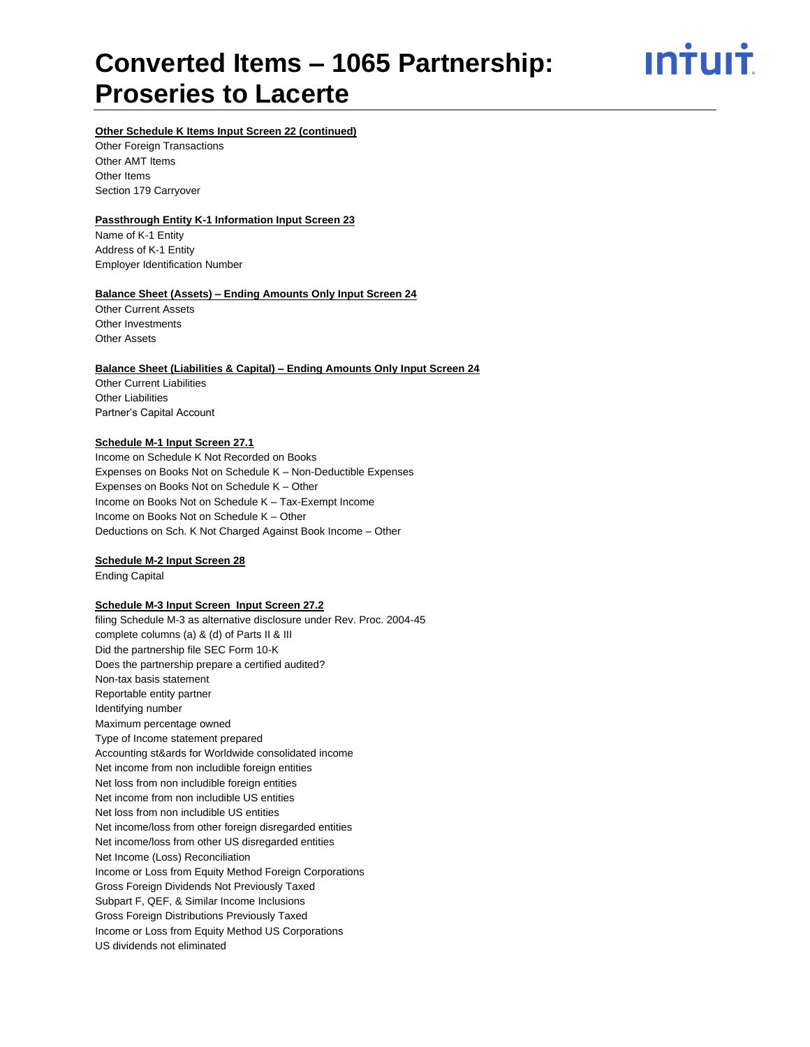# Converted Items – 1065 Partnership: Proseries to Lacerte

**Other Schedule K Items Input Screen 22 (continued)**

Other Foreign Transactions
Other AMT Items
Other Items
Section 179 Carryover

**Passthrough Entity K-1 Information Input Screen 23**

Name of K-1 Entity
Address of K-1 Entity
Employer Identification Number

**Balance Sheet (Assets) – Ending Amounts Only Input Screen 24**

Other Current Assets
Other Investments
Other Assets

**Balance Sheet (Liabilities & Capital) – Ending Amounts Only Input Screen 24**

Other Current Liabilities
Other Liabilities
Partner's Capital Account

**Schedule M-1 Input Screen 27.1**

Income on Schedule K Not Recorded on Books
Expenses on Books Not on Schedule K – Non-Deductible Expenses
Expenses on Books Not on Schedule K – Other
Income on Books Not on Schedule K – Tax-Exempt Income
Income on Books Not on Schedule K – Other
Deductions on Sch. K Not Charged Against Book Income – Other

**Schedule M-2 Input Screen 28**

Ending Capital

**Schedule M-3 Input Screen  Input Screen 27.2**

filing Schedule M-3 as alternative disclosure under Rev. Proc. 2004-45
complete columns (a) & (d) of Parts II & III
Did the partnership file SEC Form 10-K
Does the partnership prepare a certified audited?
Non-tax basis statement
Reportable entity partner
Identifying number
Maximum percentage owned
Type of Income statement prepared
Accounting st&ards for Worldwide consolidated income
Net income from non includible foreign entities
Net loss from non includible foreign entities
Net income from non includible US entities
Net loss from non includible US entities
Net income/loss from other foreign disregarded entities
Net income/loss from other US disregarded entities
Net Income (Loss) Reconciliation
Income or Loss from Equity Method Foreign Corporations
Gross Foreign Dividends Not Previously Taxed
Subpart F, QEF, & Similar Income Inclusions
Gross Foreign Distributions Previously Taxed
Income or Loss from Equity Method US Corporations
US dividends not eliminated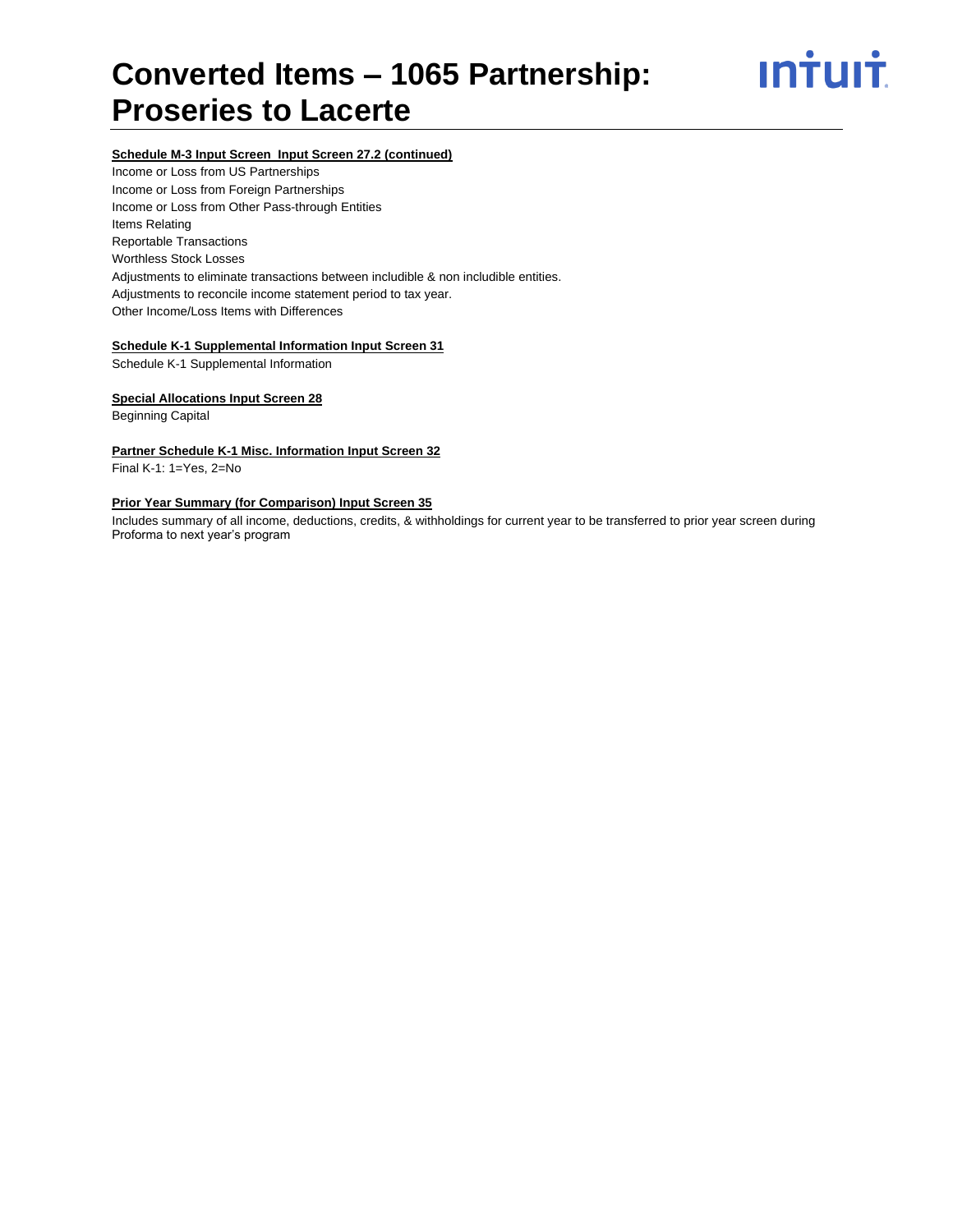# Converted Items – 1065 Partnership: Proseries to Lacerte

**Schedule M-3 Input Screen Input Screen 27.2 (continued)**

Income or Loss from US Partnerships
Income or Loss from Foreign Partnerships
Income or Loss from Other Pass-through Entities
Items Relating
Reportable Transactions
Worthless Stock Losses
Adjustments to eliminate transactions between includible & non includible entities.
Adjustments to reconcile income statement period to tax year.
Other Income/Loss Items with Differences

**Schedule K-1 Supplemental Information Input Screen 31**

Schedule K-1 Supplemental Information

**Special Allocations Input Screen 28**

Beginning Capital

**Partner Schedule K-1 Misc. Information Input Screen 32**

Final K-1: 1=Yes, 2=No

**Prior Year Summary (for Comparison) Input Screen 35**

Includes summary of all income, deductions, credits, & withholdings for current year to be transferred to prior year screen during Proforma to next year's program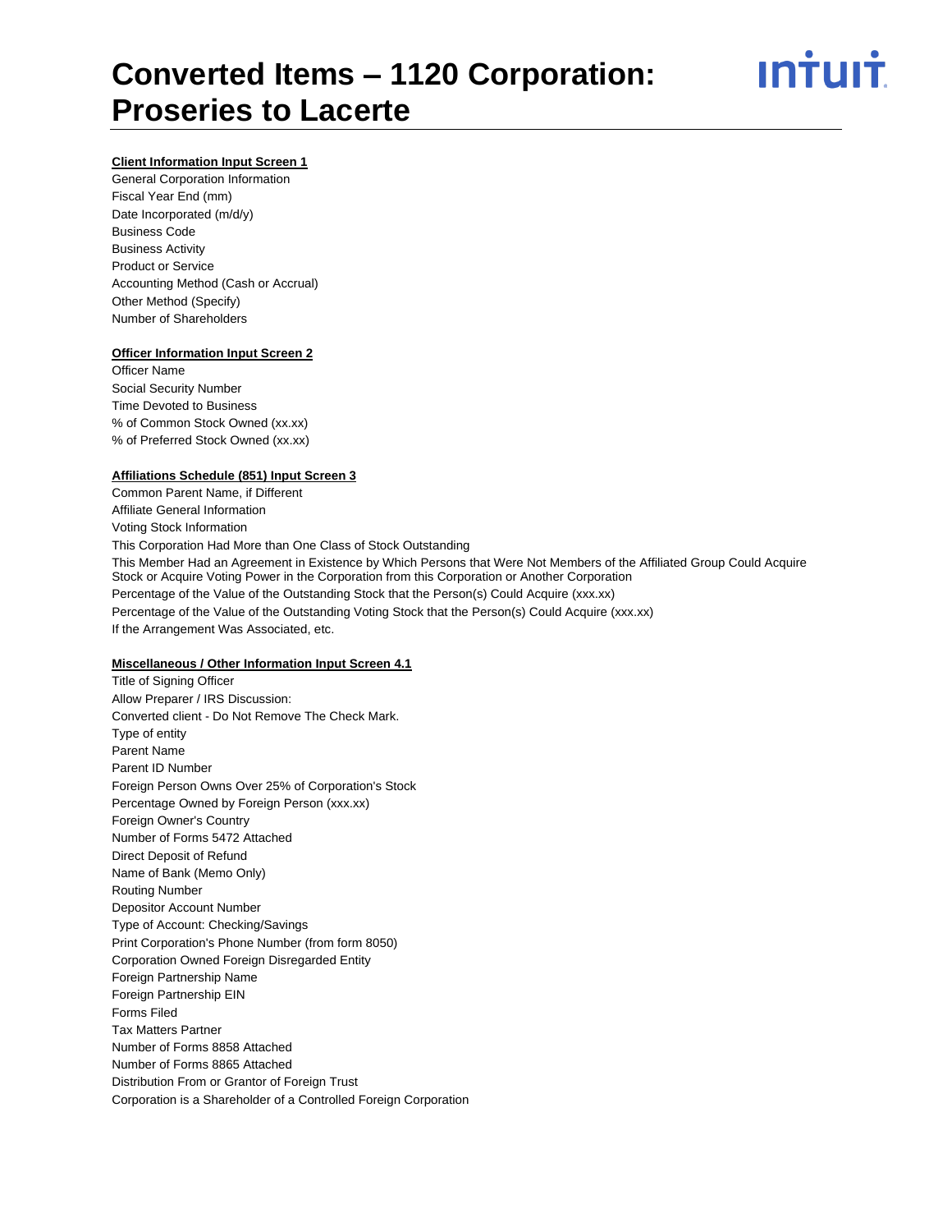# Converted Items – 1120 Corporation: Proseries to Lacerte

**Client Information Input Screen 1**

General Corporation Information
Fiscal Year End (mm)
Date Incorporated (m/d/y)
Business Code
Business Activity
Product or Service
Accounting Method (Cash or Accrual)
Other Method (Specify)
Number of Shareholders

**Officer Information Input Screen 2**

Officer Name
Social Security Number
Time Devoted to Business
% of Common Stock Owned (xx.xx)
% of Preferred Stock Owned (xx.xx)

**Affiliations Schedule (851) Input Screen 3**

Common Parent Name, if Different
Affiliate General Information
Voting Stock Information
This Corporation Had More than One Class of Stock Outstanding
This Member Had an Agreement in Existence by Which Persons that Were Not Members of the Affiliated Group Could Acquire Stock or Acquire Voting Power in the Corporation from this Corporation or Another Corporation
Percentage of the Value of the Outstanding Stock that the Person(s) Could Acquire (xxx.xx)
Percentage of the Value of the Outstanding Voting Stock that the Person(s) Could Acquire (xxx.xx)
If the Arrangement Was Associated, etc.

**Miscellaneous / Other Information Input Screen 4.1**

Title of Signing Officer
Allow Preparer / IRS Discussion:
Converted client - Do Not Remove The Check Mark.
Type of entity
Parent Name
Parent ID Number
Foreign Person Owns Over 25% of Corporation's Stock
Percentage Owned by Foreign Person (xxx.xx)
Foreign Owner's Country
Number of Forms 5472 Attached
Direct Deposit of Refund
Name of Bank (Memo Only)
Routing Number
Depositor Account Number
Type of Account: Checking/Savings
Print Corporation's Phone Number (from form 8050)
Corporation Owned Foreign Disregarded Entity
Foreign Partnership Name
Foreign Partnership EIN
Forms Filed
Tax Matters Partner
Number of Forms 8858 Attached
Number of Forms 8865 Attached
Distribution From or Grantor of Foreign Trust
Corporation is a Shareholder of a Controlled Foreign Corporation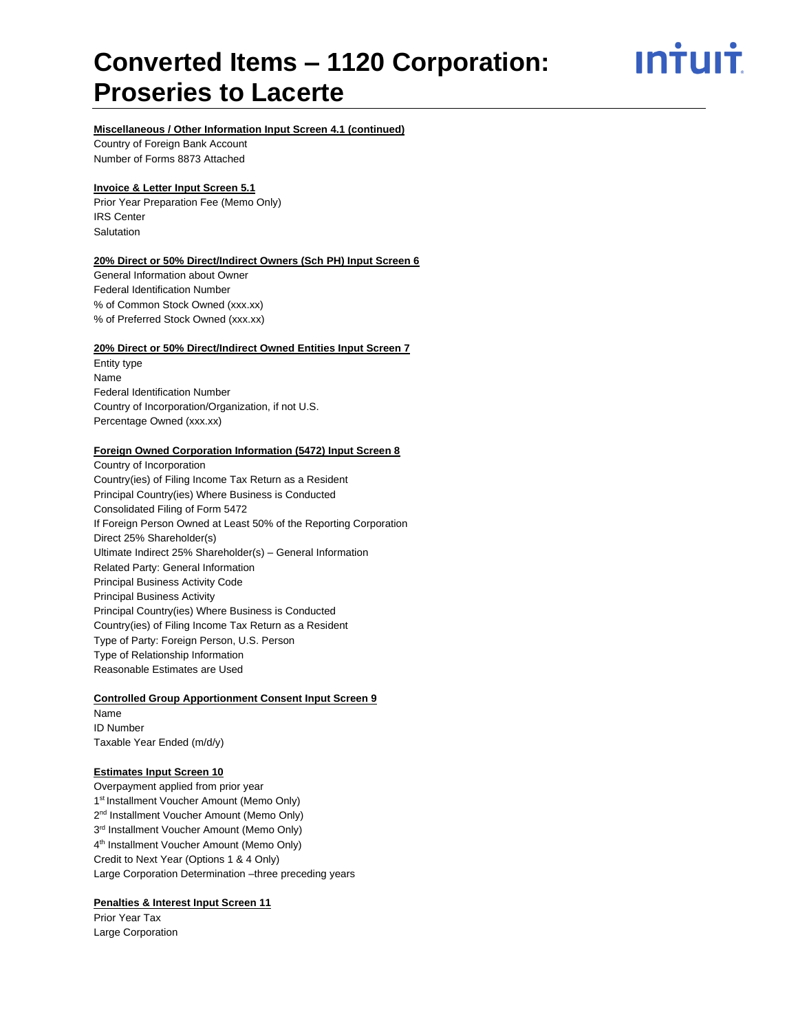# Converted Items – 1120 Corporation: Proseries to Lacerte

**Miscellaneous / Other Information Input Screen 4.1 (continued)**

Country of Foreign Bank Account
Number of Forms 8873 Attached

**Invoice & Letter Input Screen 5.1**

Prior Year Preparation Fee (Memo Only)
IRS Center
Salutation

**20% Direct or 50% Direct/Indirect Owners (Sch PH) Input Screen 6**

General Information about Owner
Federal Identification Number
% of Common Stock Owned (xxx.xx)
% of Preferred Stock Owned (xxx.xx)

**20% Direct or 50% Direct/Indirect Owned Entities Input Screen 7**

Entity type
Name
Federal Identification Number
Country of Incorporation/Organization, if not U.S.
Percentage Owned (xxx.xx)

**Foreign Owned Corporation Information (5472) Input Screen 8**

Country of Incorporation
Country(ies) of Filing Income Tax Return as a Resident
Principal Country(ies) Where Business is Conducted
Consolidated Filing of Form 5472
If Foreign Person Owned at Least 50% of the Reporting Corporation
Direct 25% Shareholder(s)
Ultimate Indirect 25% Shareholder(s) – General Information
Related Party: General Information
Principal Business Activity Code
Principal Business Activity
Principal Country(ies) Where Business is Conducted
Country(ies) of Filing Income Tax Return as a Resident
Type of Party: Foreign Person, U.S. Person
Type of Relationship Information
Reasonable Estimates are Used

**Controlled Group Apportionment Consent Input Screen 9**

Name
ID Number
Taxable Year Ended (m/d/y)

**Estimates Input Screen 10**

Overpayment applied from prior year
1st Installment Voucher Amount (Memo Only)
2nd Installment Voucher Amount (Memo Only)
3rd Installment Voucher Amount (Memo Only)
4th Installment Voucher Amount (Memo Only)
Credit to Next Year (Options 1 & 4 Only)
Large Corporation Determination –three preceding years

**Penalties & Interest Input Screen 11**

Prior Year Tax
Large Corporation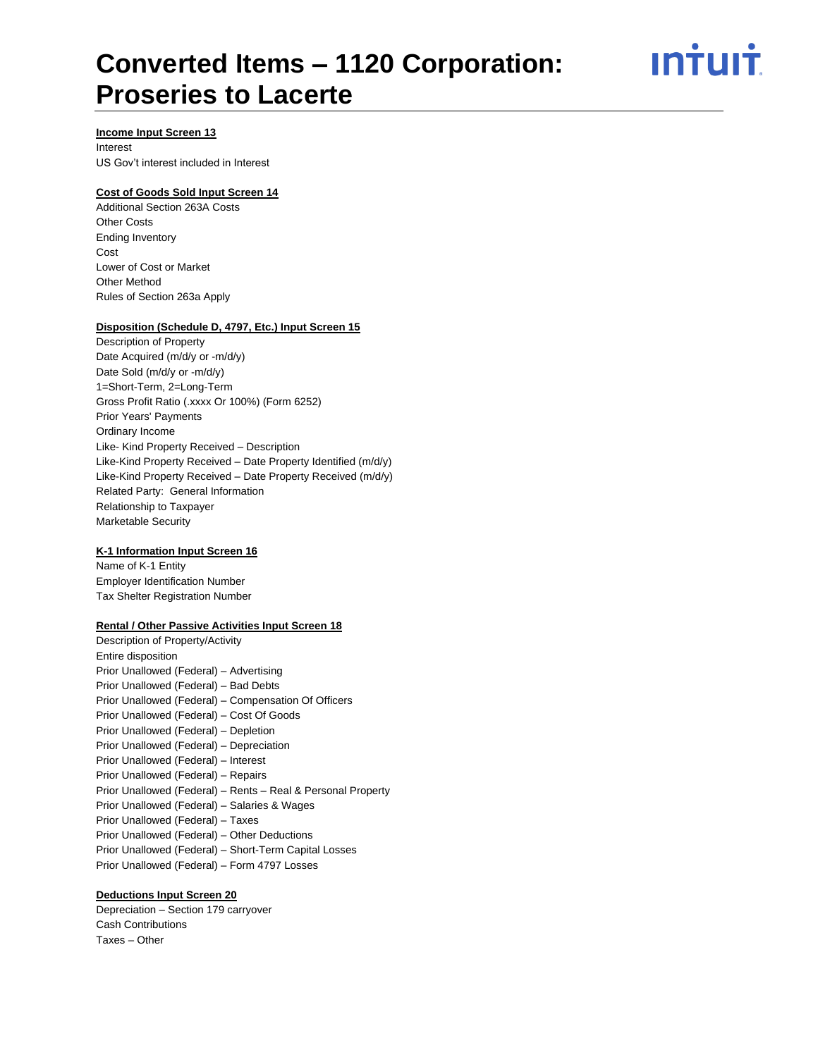# Converted Items – 1120 Corporation: Proseries to Lacerte

**Income Input Screen 13**

Interest
US Gov't interest included in Interest

**Cost of Goods Sold Input Screen 14**

Additional Section 263A Costs
Other Costs
Ending Inventory
Cost
Lower of Cost or Market
Other Method
Rules of Section 263a Apply

**Disposition (Schedule D, 4797, Etc.) Input Screen 15**

Description of Property
Date Acquired (m/d/y or -m/d/y)
Date Sold (m/d/y or -m/d/y)
1=Short-Term, 2=Long-Term
Gross Profit Ratio (.xxxx Or 100%) (Form 6252)
Prior Years' Payments
Ordinary Income
Like- Kind Property Received – Description
Like-Kind Property Received – Date Property Identified (m/d/y)
Like-Kind Property Received – Date Property Received (m/d/y)
Related Party: General Information
Relationship to Taxpayer
Marketable Security

**K-1 Information Input Screen 16**

Name of K-1 Entity
Employer Identification Number
Tax Shelter Registration Number

**Rental / Other Passive Activities Input Screen 18**

Description of Property/Activity
Entire disposition
Prior Unallowed (Federal) – Advertising
Prior Unallowed (Federal) – Bad Debts
Prior Unallowed (Federal) – Compensation Of Officers
Prior Unallowed (Federal) – Cost Of Goods
Prior Unallowed (Federal) – Depletion
Prior Unallowed (Federal) – Depreciation
Prior Unallowed (Federal) – Interest
Prior Unallowed (Federal) – Repairs
Prior Unallowed (Federal) – Rents – Real & Personal Property
Prior Unallowed (Federal) – Salaries & Wages
Prior Unallowed (Federal) – Taxes
Prior Unallowed (Federal) – Other Deductions
Prior Unallowed (Federal) – Short-Term Capital Losses
Prior Unallowed (Federal) – Form 4797 Losses

**Deductions Input Screen 20**

Depreciation – Section 179 carryover
Cash Contributions
Taxes – Other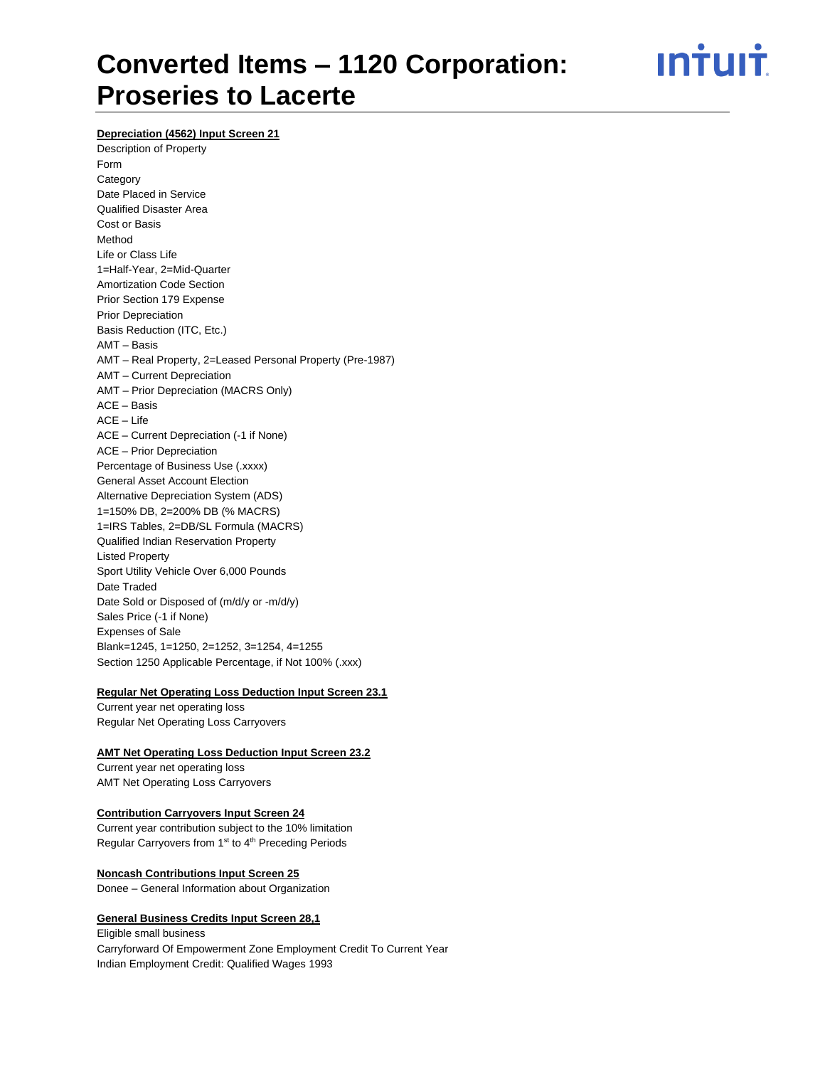# Converted Items – 1120 Corporation: Proseries to Lacerte

**Depreciation (4562) Input Screen 21**

Description of Property
Form
Category
Date Placed in Service
Qualified Disaster Area
Cost or Basis
Method
Life or Class Life
1=Half-Year, 2=Mid-Quarter
Amortization Code Section
Prior Section 179 Expense
Prior Depreciation
Basis Reduction (ITC, Etc.)
AMT – Basis
AMT – Real Property, 2=Leased Personal Property (Pre-1987)
AMT – Current Depreciation
AMT – Prior Depreciation (MACRS Only)
ACE – Basis
ACE – Life
ACE – Current Depreciation (-1 if None)
ACE – Prior Depreciation
Percentage of Business Use (.xxxx)
General Asset Account Election
Alternative Depreciation System (ADS)
1=150% DB, 2=200% DB (% MACRS)
1=IRS Tables, 2=DB/SL Formula (MACRS)
Qualified Indian Reservation Property
Listed Property
Sport Utility Vehicle Over 6,000 Pounds
Date Traded
Date Sold or Disposed of (m/d/y or -m/d/y)
Sales Price (-1 if None)
Expenses of Sale
Blank=1245, 1=1250, 2=1252, 3=1254, 4=1255
Section 1250 Applicable Percentage, if Not 100% (.xxx)

**Regular Net Operating Loss Deduction Input Screen 23.1**

Current year net operating loss
Regular Net Operating Loss Carryovers

**AMT Net Operating Loss Deduction Input Screen 23.2**

Current year net operating loss
AMT Net Operating Loss Carryovers

**Contribution Carryovers Input Screen 24**

Current year contribution subject to the 10% limitation
Regular Carryovers from 1st to 4th Preceding Periods

**Noncash Contributions Input Screen 25**

Donee – General Information about Organization

**General Business Credits Input Screen 28,1**

Eligible small business
Carryforward Of Empowerment Zone Employment Credit To Current Year
Indian Employment Credit: Qualified Wages 1993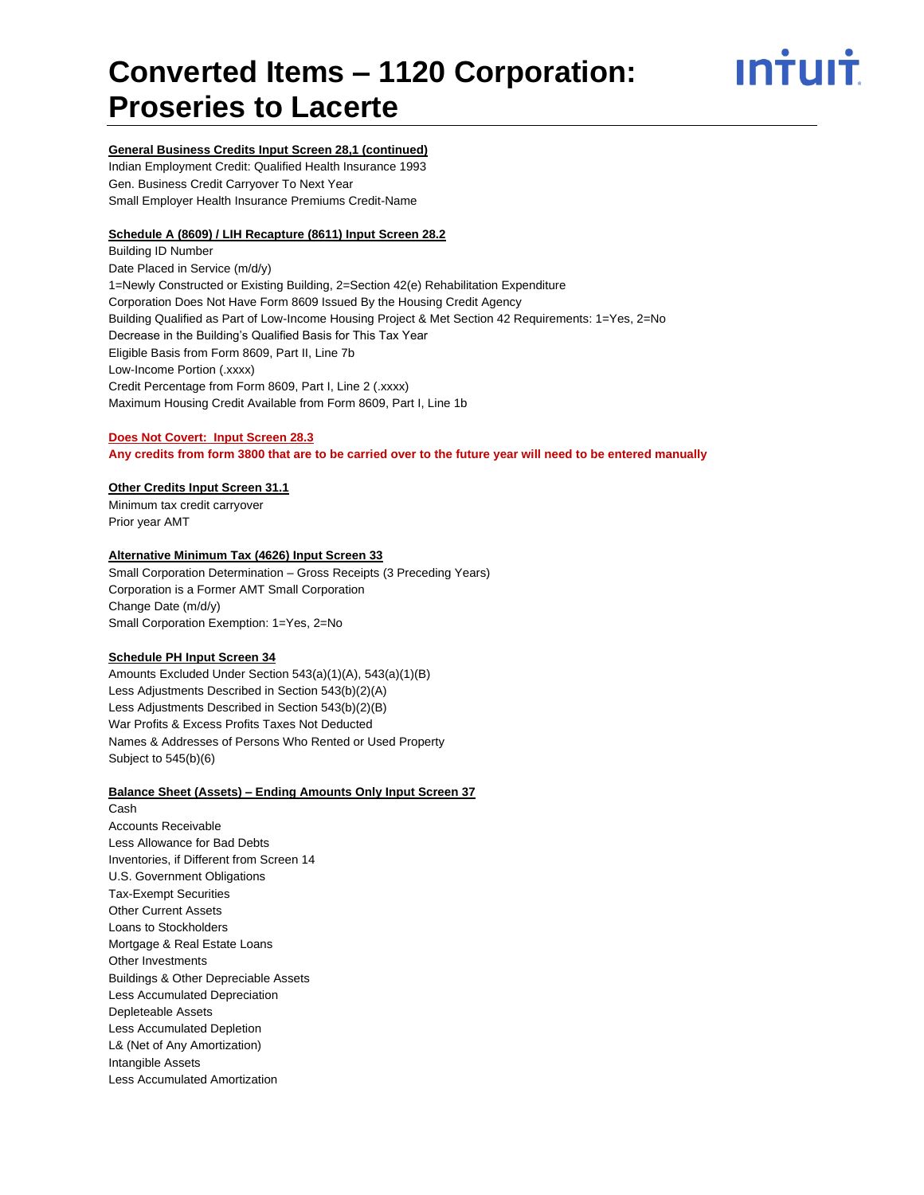# Converted Items – 1120 Corporation: Proseries to Lacerte

**General Business Credits Input Screen 28,1 (continued)**

Indian Employment Credit: Qualified Health Insurance 1993
Gen. Business Credit Carryover To Next Year
Small Employer Health Insurance Premiums Credit-Name

**Schedule A (8609) / LIH Recapture (8611) Input Screen 28.2**

Building ID Number
Date Placed in Service (m/d/y)
1=Newly Constructed or Existing Building, 2=Section 42(e) Rehabilitation Expenditure
Corporation Does Not Have Form 8609 Issued By the Housing Credit Agency
Building Qualified as Part of Low-Income Housing Project & Met Section 42 Requirements: 1=Yes, 2=No
Decrease in the Building's Qualified Basis for This Tax Year
Eligible Basis from Form 8609, Part II, Line 7b
Low-Income Portion (.xxxx)
Credit Percentage from Form 8609, Part I, Line 2 (.xxxx)
Maximum Housing Credit Available from Form 8609, Part I, Line 1b

**Does Not Covert: Input Screen 28.3**
**Any credits from form 3800 that are to be carried over to the future year will need to be entered manually**

**Other Credits Input Screen 31.1**

Minimum tax credit carryover
Prior year AMT

**Alternative Minimum Tax (4626) Input Screen 33**

Small Corporation Determination – Gross Receipts (3 Preceding Years)
Corporation is a Former AMT Small Corporation
Change Date (m/d/y)
Small Corporation Exemption: 1=Yes, 2=No

**Schedule PH Input Screen 34**

Amounts Excluded Under Section 543(a)(1)(A), 543(a)(1)(B)
Less Adjustments Described in Section 543(b)(2)(A)
Less Adjustments Described in Section 543(b)(2)(B)
War Profits & Excess Profits Taxes Not Deducted
Names & Addresses of Persons Who Rented or Used Property
Subject to 545(b)(6)

**Balance Sheet (Assets) – Ending Amounts Only Input Screen 37**

Cash
Accounts Receivable
Less Allowance for Bad Debts
Inventories, if Different from Screen 14
U.S. Government Obligations
Tax-Exempt Securities
Other Current Assets
Loans to Stockholders
Mortgage & Real Estate Loans
Other Investments
Buildings & Other Depreciable Assets
Less Accumulated Depreciation
Depleteable Assets
Less Accumulated Depletion
L& (Net of Any Amortization)
Intangible Assets
Less Accumulated Amortization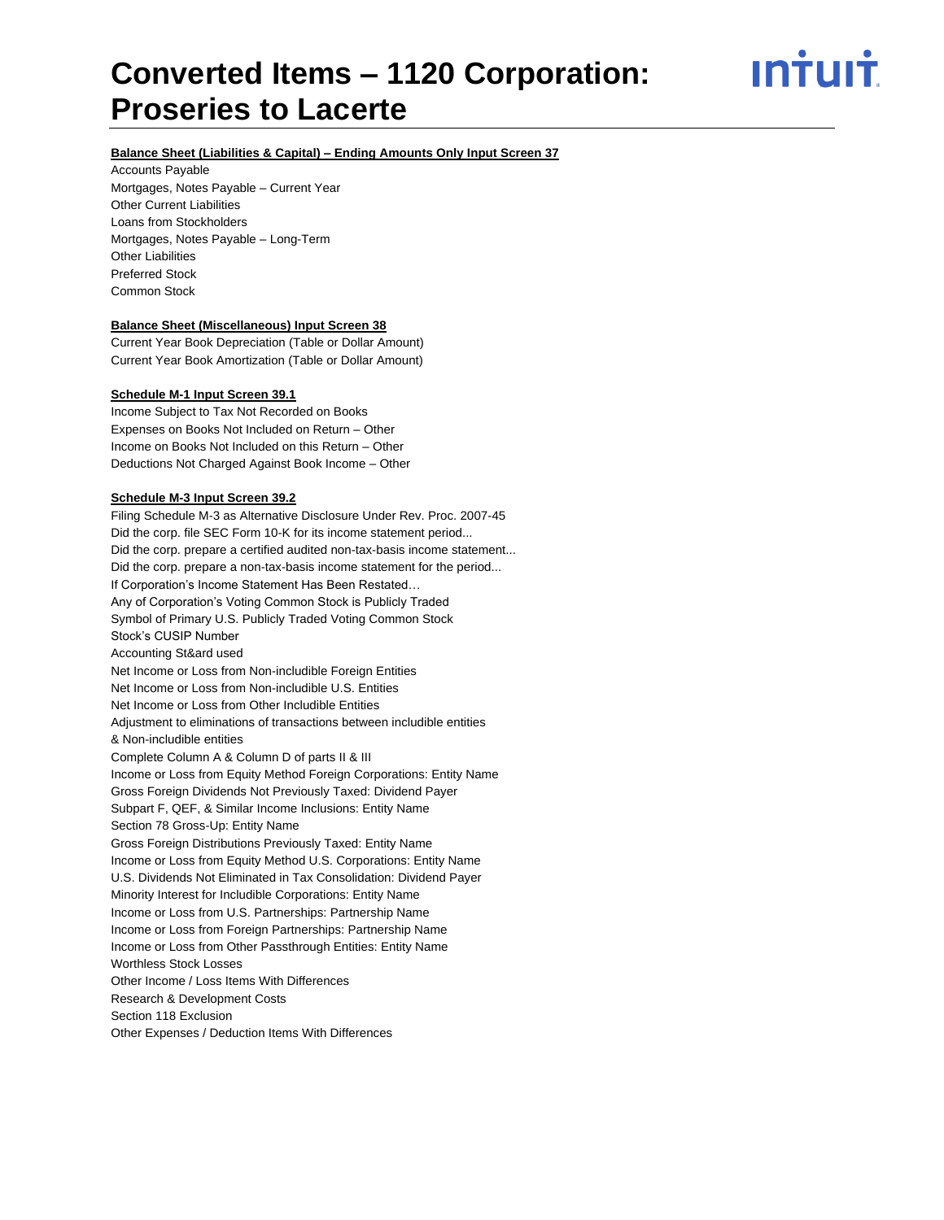# Converted Items – 1120 Corporation: Proseries to Lacerte

**Balance Sheet (Liabilities & Capital) – Ending Amounts Only Input Screen 37**

Accounts Payable
Mortgages, Notes Payable – Current Year
Other Current Liabilities
Loans from Stockholders
Mortgages, Notes Payable – Long-Term
Other Liabilities
Preferred Stock
Common Stock

**Balance Sheet (Miscellaneous) Input Screen 38**

Current Year Book Depreciation (Table or Dollar Amount)
Current Year Book Amortization (Table or Dollar Amount)

**Schedule M-1 Input Screen 39.1**

Income Subject to Tax Not Recorded on Books
Expenses on Books Not Included on Return – Other
Income on Books Not Included on this Return – Other
Deductions Not Charged Against Book Income – Other

**Schedule M-3 Input Screen 39.2**

Filing Schedule M-3 as Alternative Disclosure Under Rev. Proc. 2007-45
Did the corp. file SEC Form 10-K for its income statement period...
Did the corp. prepare a certified audited non-tax-basis income statement...
Did the corp. prepare a non-tax-basis income statement for the period...
If Corporation's Income Statement Has Been Restated…
Any of Corporation's Voting Common Stock is Publicly Traded
Symbol of Primary U.S. Publicly Traded Voting Common Stock
Stock's CUSIP Number
Accounting St&ard used
Net Income or Loss from Non-includible Foreign Entities
Net Income or Loss from Non-includible U.S. Entities
Net Income or Loss from Other Includible Entities
Adjustment to eliminations of transactions between includible entities & Non-includible entities
Complete Column A & Column D of parts II & III
Income or Loss from Equity Method Foreign Corporations: Entity Name
Gross Foreign Dividends Not Previously Taxed: Dividend Payer
Subpart F, QEF, & Similar Income Inclusions: Entity Name
Section 78 Gross-Up: Entity Name
Gross Foreign Distributions Previously Taxed: Entity Name
Income or Loss from Equity Method U.S. Corporations: Entity Name
U.S. Dividends Not Eliminated in Tax Consolidation: Dividend Payer
Minority Interest for Includible Corporations: Entity Name
Income or Loss from U.S. Partnerships: Partnership Name
Income or Loss from Foreign Partnerships: Partnership Name
Income or Loss from Other Passthrough Entities: Entity Name
Worthless Stock Losses
Other Income / Loss Items With Differences
Research & Development Costs
Section 118 Exclusion
Other Expenses / Deduction Items With Differences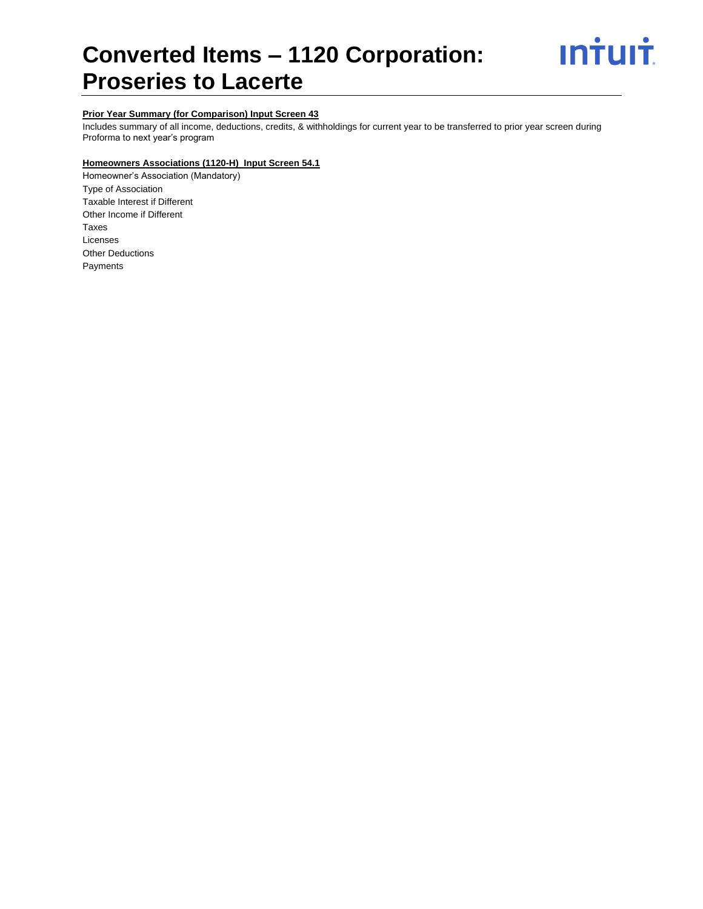# Converted Items – 1120 Corporation: Proseries to Lacerte

**Prior Year Summary (for Comparison) Input Screen 43**

Includes summary of all income, deductions, credits, & withholdings for current year to be transferred to prior year screen during Proforma to next year's program

**Homeowners Associations (1120-H) Input Screen 54.1**

Homeowner's Association (Mandatory)
Type of Association
Taxable Interest if Different
Other Income if Different
Taxes
Licenses
Other Deductions
Payments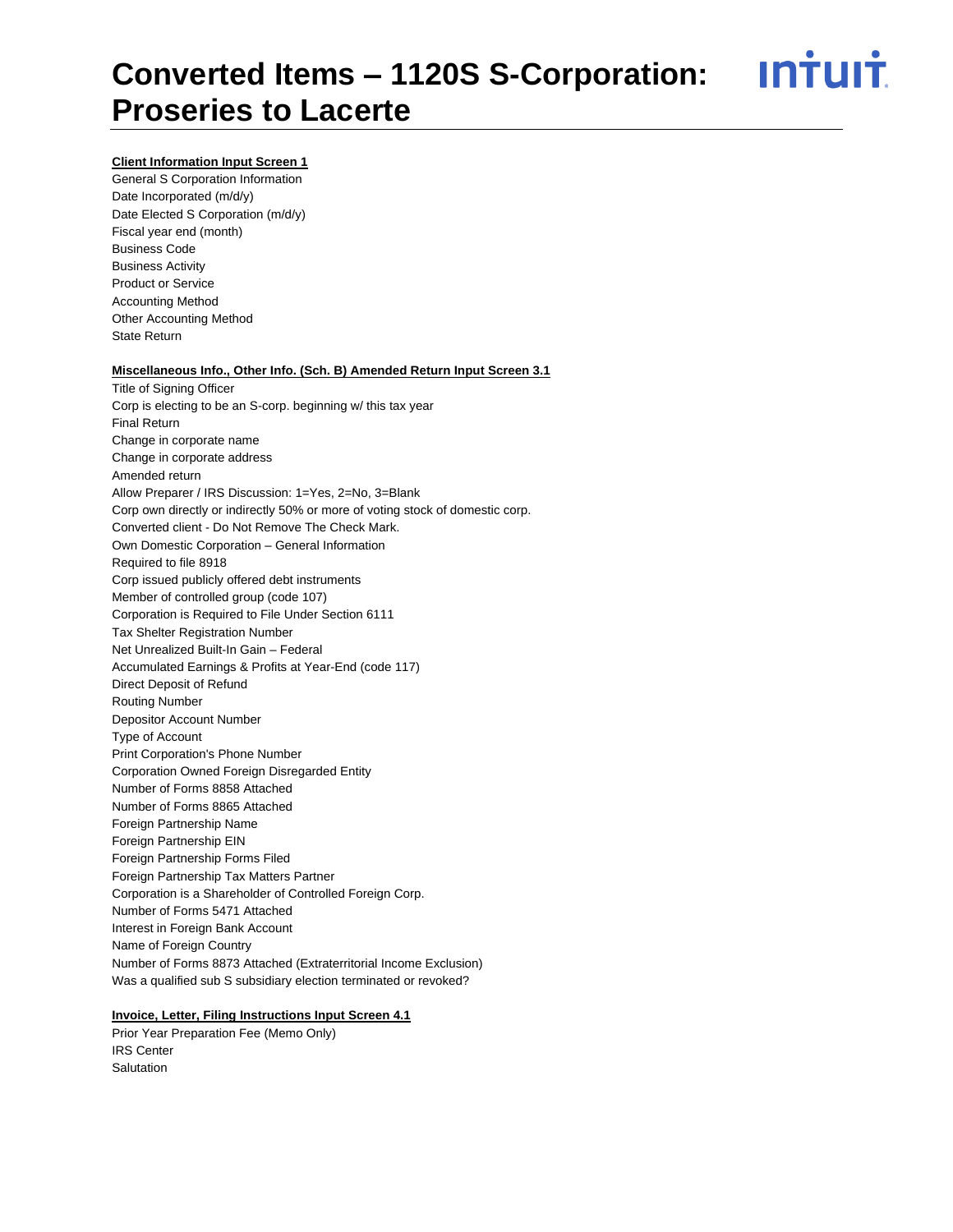# Converted Items – 1120S S-Corporation: Proseries to Lacerte

**Client Information Input Screen 1**

General S Corporation Information
Date Incorporated (m/d/y)
Date Elected S Corporation (m/d/y)
Fiscal year end (month)
Business Code
Business Activity
Product or Service
Accounting Method
Other Accounting Method
State Return

**Miscellaneous Info., Other Info. (Sch. B) Amended Return Input Screen 3.1**

Title of Signing Officer
Corp is electing to be an S-corp. beginning w/ this tax year
Final Return
Change in corporate name
Change in corporate address
Amended return
Allow Preparer / IRS Discussion: 1=Yes, 2=No, 3=Blank
Corp own directly or indirectly 50% or more of voting stock of domestic corp.
Converted client - Do Not Remove The Check Mark.
Own Domestic Corporation – General Information
Required to file 8918
Corp issued publicly offered debt instruments
Member of controlled group (code 107)
Corporation is Required to File Under Section 6111
Tax Shelter Registration Number
Net Unrealized Built-In Gain – Federal
Accumulated Earnings & Profits at Year-End (code 117)
Direct Deposit of Refund
Routing Number
Depositor Account Number
Type of Account
Print Corporation's Phone Number
Corporation Owned Foreign Disregarded Entity
Number of Forms 8858 Attached
Number of Forms 8865 Attached
Foreign Partnership Name
Foreign Partnership EIN
Foreign Partnership Forms Filed
Foreign Partnership Tax Matters Partner
Corporation is a Shareholder of Controlled Foreign Corp.
Number of Forms 5471 Attached
Interest in Foreign Bank Account
Name of Foreign Country
Number of Forms 8873 Attached (Extraterritorial Income Exclusion)
Was a qualified sub S subsidiary election terminated or revoked?

**Invoice, Letter, Filing Instructions Input Screen 4.1**

Prior Year Preparation Fee (Memo Only)
IRS Center
Salutation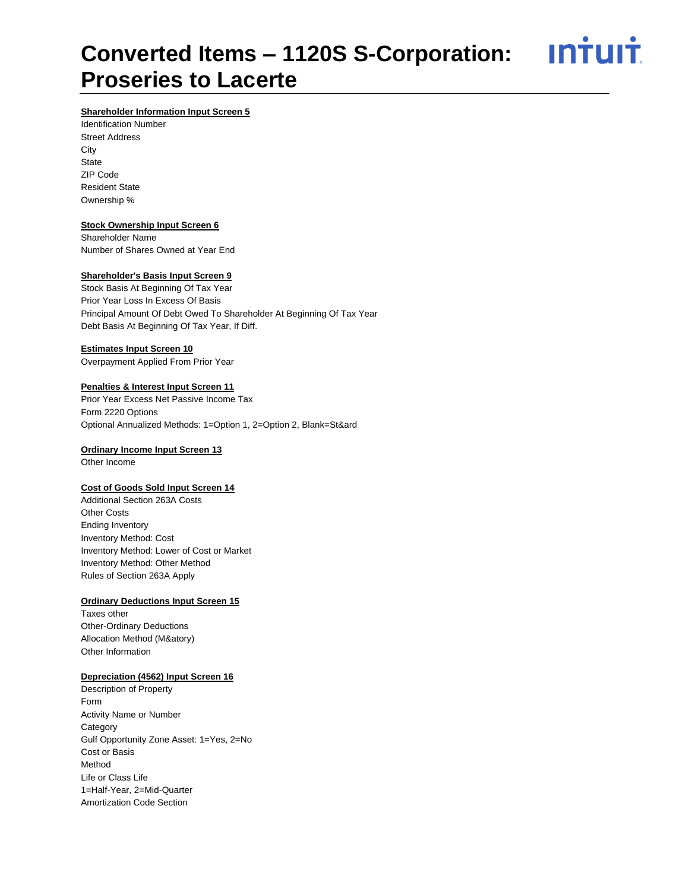# Converted Items – 1120S S-Corporation: Proseries to Lacerte

**Shareholder Information Input Screen 5**

Identification Number
Street Address
City
State
ZIP Code
Resident State
Ownership %

**Stock Ownership Input Screen 6**

Shareholder Name
Number of Shares Owned at Year End

**Shareholder's Basis Input Screen 9**

Stock Basis At Beginning Of Tax Year
Prior Year Loss In Excess Of Basis
Principal Amount Of Debt Owed To Shareholder At Beginning Of Tax Year
Debt Basis At Beginning Of Tax Year, If Diff.

**Estimates Input Screen 10**

Overpayment Applied From Prior Year

**Penalties & Interest Input Screen 11**

Prior Year Excess Net Passive Income Tax
Form 2220 Options
Optional Annualized Methods: 1=Option 1, 2=Option 2, Blank=St&ard

**Ordinary Income Input Screen 13**

Other Income

**Cost of Goods Sold Input Screen 14**

Additional Section 263A Costs
Other Costs
Ending Inventory
Inventory Method: Cost
Inventory Method: Lower of Cost or Market
Inventory Method: Other Method
Rules of Section 263A Apply

**Ordinary Deductions Input Screen 15**

Taxes other
Other-Ordinary Deductions
Allocation Method (M&atory)
Other Information

**Depreciation (4562) Input Screen 16**

Description of Property
Form
Activity Name or Number
Category
Gulf Opportunity Zone Asset: 1=Yes, 2=No
Cost or Basis
Method
Life or Class Life
1=Half-Year, 2=Mid-Quarter
Amortization Code Section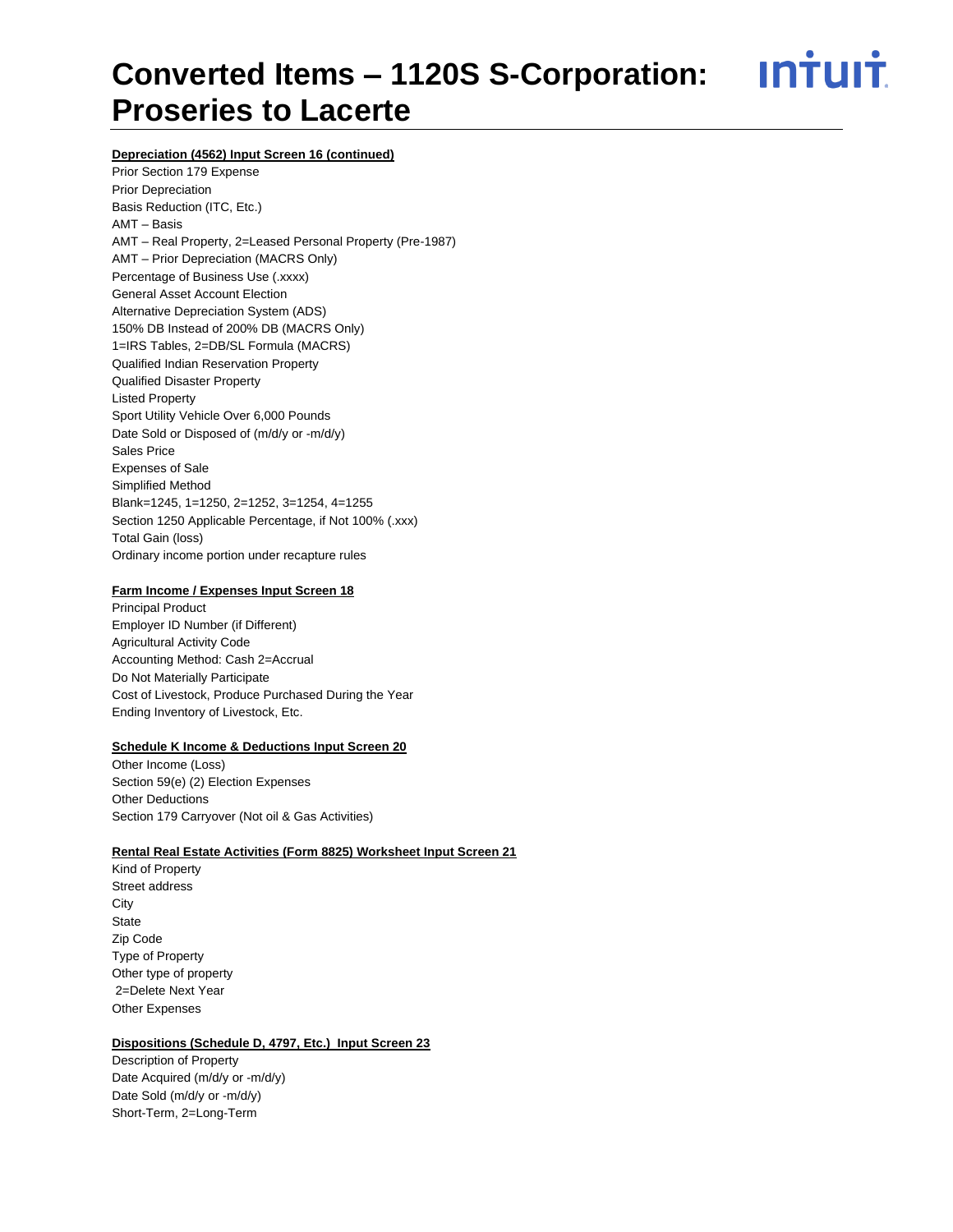# Converted Items – 1120S S-Corporation: Proseries to Lacerte

**Depreciation (4562) Input Screen 16 (continued)**

Prior Section 179 Expense
Prior Depreciation
Basis Reduction (ITC, Etc.)
AMT – Basis
AMT – Real Property, 2=Leased Personal Property (Pre-1987)
AMT – Prior Depreciation (MACRS Only)
Percentage of Business Use (.xxxx)
General Asset Account Election
Alternative Depreciation System (ADS)
150% DB Instead of 200% DB (MACRS Only)
1=IRS Tables, 2=DB/SL Formula (MACRS)
Qualified Indian Reservation Property
Qualified Disaster Property
Listed Property
Sport Utility Vehicle Over 6,000 Pounds
Date Sold or Disposed of (m/d/y or -m/d/y)
Sales Price
Expenses of Sale
Simplified Method
Blank=1245, 1=1250, 2=1252, 3=1254, 4=1255
Section 1250 Applicable Percentage, if Not 100% (.xxx)
Total Gain (loss)
Ordinary income portion under recapture rules

**Farm Income / Expenses Input Screen 18**

Principal Product
Employer ID Number (if Different)
Agricultural Activity Code
Accounting Method: Cash 2=Accrual
Do Not Materially Participate
Cost of Livestock, Produce Purchased During the Year
Ending Inventory of Livestock, Etc.

**Schedule K Income & Deductions Input Screen 20**

Other Income (Loss)
Section 59(e) (2) Election Expenses
Other Deductions
Section 179 Carryover (Not oil & Gas Activities)

**Rental Real Estate Activities (Form 8825) Worksheet Input Screen 21**

Kind of Property
Street address
City
State
Zip Code
Type of Property
Other type of property
2=Delete Next Year
Other Expenses

**Dispositions (Schedule D, 4797, Etc.) Input Screen 23**

Description of Property
Date Acquired (m/d/y or -m/d/y)
Date Sold (m/d/y or -m/d/y)
Short-Term, 2=Long-Term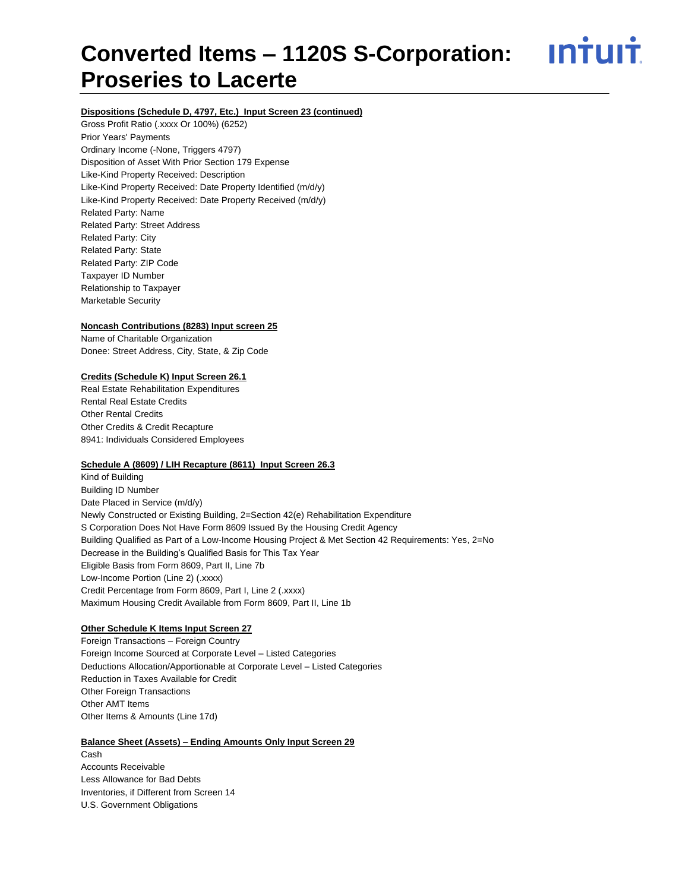# Converted Items – 1120S S-Corporation: Proseries to Lacerte

**Dispositions (Schedule D, 4797, Etc.) Input Screen 23 (continued)**

Gross Profit Ratio (.xxxx Or 100%) (6252)
Prior Years' Payments
Ordinary Income (-None, Triggers 4797)
Disposition of Asset With Prior Section 179 Expense
Like-Kind Property Received: Description
Like-Kind Property Received: Date Property Identified (m/d/y)
Like-Kind Property Received: Date Property Received (m/d/y)
Related Party: Name
Related Party: Street Address
Related Party: City
Related Party: State
Related Party: ZIP Code
Taxpayer ID Number
Relationship to Taxpayer
Marketable Security

**Noncash Contributions (8283) Input screen 25**

Name of Charitable Organization
Donee: Street Address, City, State, & Zip Code

**Credits (Schedule K) Input Screen 26.1**

Real Estate Rehabilitation Expenditures
Rental Real Estate Credits
Other Rental Credits
Other Credits & Credit Recapture
8941: Individuals Considered Employees

**Schedule A (8609) / LIH Recapture (8611) Input Screen 26.3**

Kind of Building
Building ID Number
Date Placed in Service (m/d/y)
Newly Constructed or Existing Building, 2=Section 42(e) Rehabilitation Expenditure
S Corporation Does Not Have Form 8609 Issued By the Housing Credit Agency
Building Qualified as Part of a Low-Income Housing Project & Met Section 42 Requirements: Yes, 2=No
Decrease in the Building's Qualified Basis for This Tax Year
Eligible Basis from Form 8609, Part II, Line 7b
Low-Income Portion (Line 2) (.xxxx)
Credit Percentage from Form 8609, Part I, Line 2 (.xxxx)
Maximum Housing Credit Available from Form 8609, Part II, Line 1b

**Other Schedule K Items Input Screen 27**

Foreign Transactions – Foreign Country
Foreign Income Sourced at Corporate Level – Listed Categories
Deductions Allocation/Apportionable at Corporate Level – Listed Categories
Reduction in Taxes Available for Credit
Other Foreign Transactions
Other AMT Items
Other Items & Amounts (Line 17d)

**Balance Sheet (Assets) – Ending Amounts Only Input Screen 29**

Cash
Accounts Receivable
Less Allowance for Bad Debts
Inventories, if Different from Screen 14
U.S. Government Obligations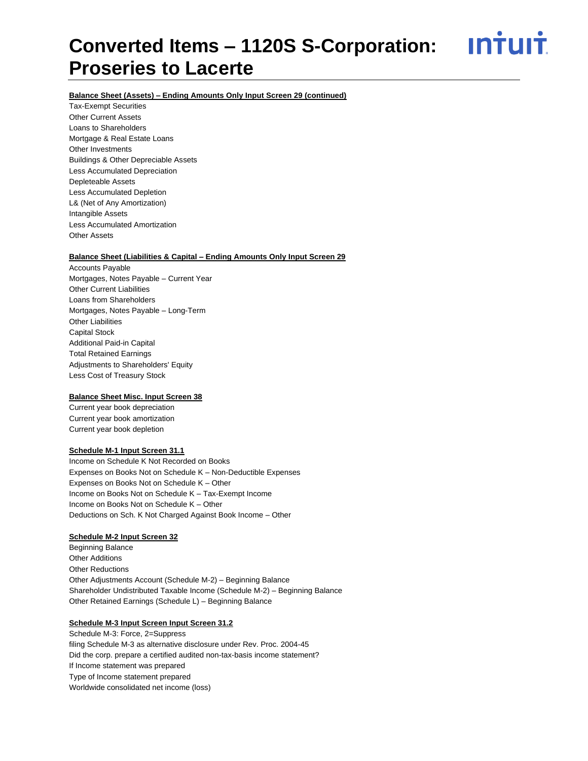# Converted Items – 1120S S-Corporation: Proseries to Lacerte

**Balance Sheet (Assets) – Ending Amounts Only Input Screen 29 (continued)**

Tax-Exempt Securities
Other Current Assets
Loans to Shareholders
Mortgage & Real Estate Loans
Other Investments
Buildings & Other Depreciable Assets
Less Accumulated Depreciation
Depleteable Assets
Less Accumulated Depletion
L& (Net of Any Amortization)
Intangible Assets
Less Accumulated Amortization
Other Assets

**Balance Sheet (Liabilities & Capital – Ending Amounts Only Input Screen 29**

Accounts Payable
Mortgages, Notes Payable – Current Year
Other Current Liabilities
Loans from Shareholders
Mortgages, Notes Payable – Long-Term
Other Liabilities
Capital Stock
Additional Paid-in Capital
Total Retained Earnings
Adjustments to Shareholders' Equity
Less Cost of Treasury Stock

**Balance Sheet Misc. Input Screen 38**

Current year book depreciation
Current year book amortization
Current year book depletion

**Schedule M-1 Input Screen 31.1**

Income on Schedule K Not Recorded on Books
Expenses on Books Not on Schedule K – Non-Deductible Expenses
Expenses on Books Not on Schedule K – Other
Income on Books Not on Schedule K – Tax-Exempt Income
Income on Books Not on Schedule K – Other
Deductions on Sch. K Not Charged Against Book Income – Other

**Schedule M-2 Input Screen 32**

Beginning Balance
Other Additions
Other Reductions
Other Adjustments Account (Schedule M-2) – Beginning Balance
Shareholder Undistributed Taxable Income (Schedule M-2) – Beginning Balance
Other Retained Earnings (Schedule L) – Beginning Balance

**Schedule M-3 Input Screen Input Screen 31.2**

Schedule M-3: Force, 2=Suppress
filing Schedule M-3 as alternative disclosure under Rev. Proc. 2004-45
Did the corp. prepare a certified audited non-tax-basis income statement?
If Income statement was prepared
Type of Income statement prepared
Worldwide consolidated net income (loss)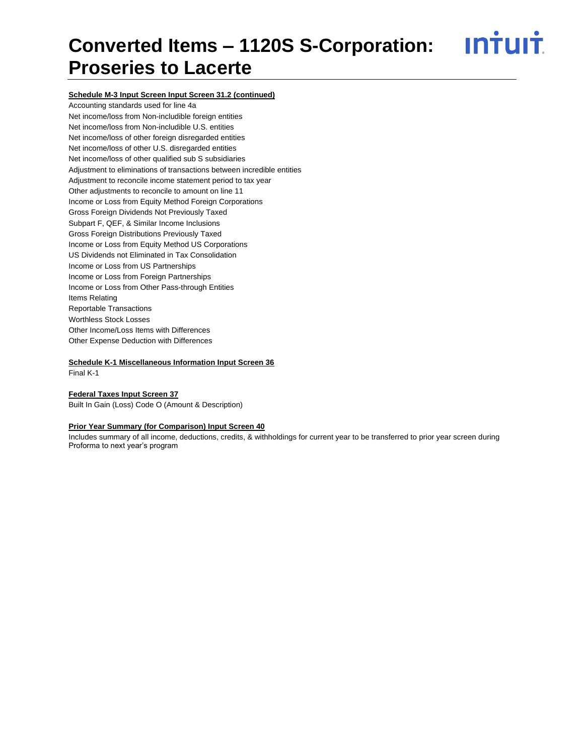# Converted Items – 1120S S-Corporation: Proseries to Lacerte

**Schedule M-3 Input Screen Input Screen 31.2 (continued)**

Accounting standards used for line 4a
Net income/loss from Non-includible foreign entities
Net income/loss from Non-includible U.S. entities
Net income/loss of other foreign disregarded entities
Net income/loss of other U.S. disregarded entities
Net income/loss of other qualified sub S subsidiaries
Adjustment to eliminations of transactions between incredible entities
Adjustment to reconcile income statement period to tax year
Other adjustments to reconcile to amount on line 11
Income or Loss from Equity Method Foreign Corporations
Gross Foreign Dividends Not Previously Taxed
Subpart F, QEF, & Similar Income Inclusions
Gross Foreign Distributions Previously Taxed
Income or Loss from Equity Method US Corporations
US Dividends not Eliminated in Tax Consolidation
Income or Loss from US Partnerships
Income or Loss from Foreign Partnerships
Income or Loss from Other Pass-through Entities
Items Relating
Reportable Transactions
Worthless Stock Losses
Other Income/Loss Items with Differences
Other Expense Deduction with Differences

**Schedule K-1 Miscellaneous Information Input Screen 36**

Final K-1

**Federal Taxes Input Screen 37**

Built In Gain (Loss) Code O (Amount & Description)

**Prior Year Summary (for Comparison) Input Screen 40**

Includes summary of all income, deductions, credits, & withholdings for current year to be transferred to prior year screen during Proforma to next year's program